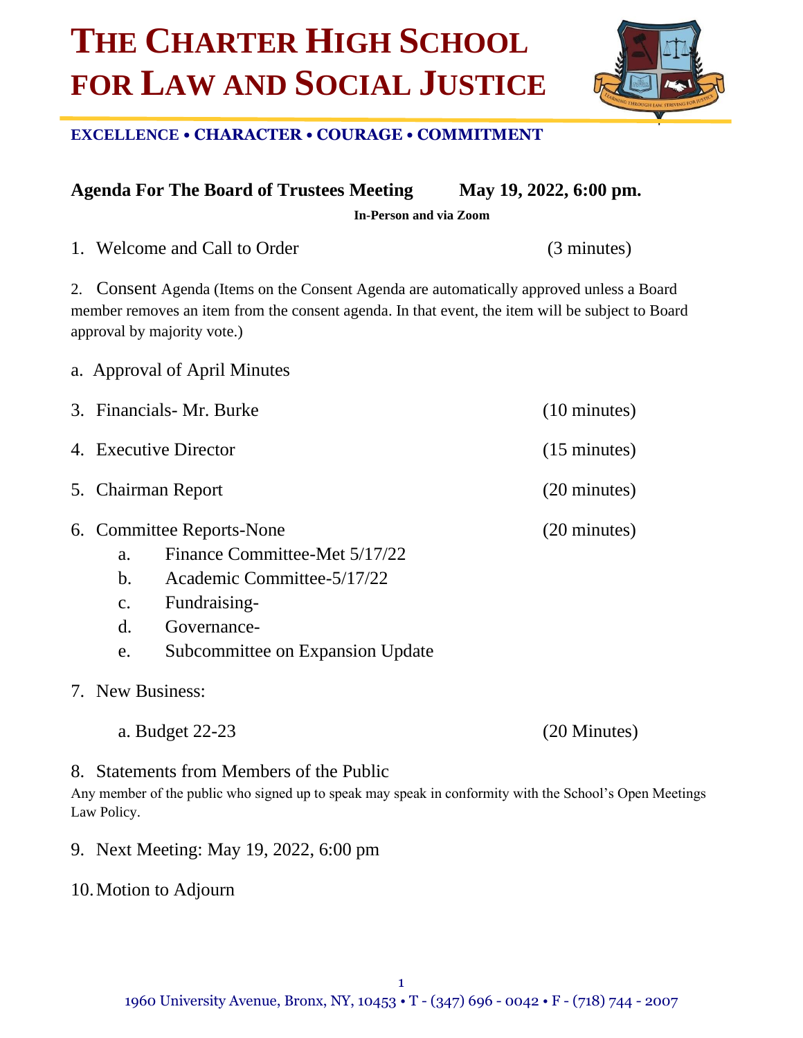# THE CHARTER HIGH SCHOOL FOR LAW AND SOCIAL JUSTICE

**EXCELLENCE • CHARACTER • COURAGE • COMMITMENT**

**Agenda For The Board of Trustees Meeting May 19, 2022, 6:00 pm.**

**In-Person and via Zoom**

1. Welcome and Call to Order (3 minutes)

2. Consent Agenda (Items on the Consent Agenda are automatically approved unless a Board member removes an item from the consent agenda. In that event, the item will be subject to Board approval by majority vote.)

a. Approval of April Minutes

3. Financials- Mr. Burke (10 minutes)

4. Executive Director (15 minutes)

5. Chairman Report (20 minutes)

6. Committee Reports-None (20 minutes)
   - a. Finance Committee-Met 5/17/22
   - b. Academic Committee-5/17/22
   - c. Fundraising-
   - d. Governance-
   - e. Subcommittee on Expansion Update

7. New Business:

   a. Budget 22-23 (20 Minutes)

8. Statements from Members of the Public

Any member of the public who signed up to speak may speak in conformity with the School's Open Meetings Law Policy.

9. Next Meeting: May 19, 2022, 6:00 pm

10. Motion to Adjourn

1960 University Avenue, Bronx, NY, 10453 • T - (347) 696 - 0042 • F - (718) 744 - 2007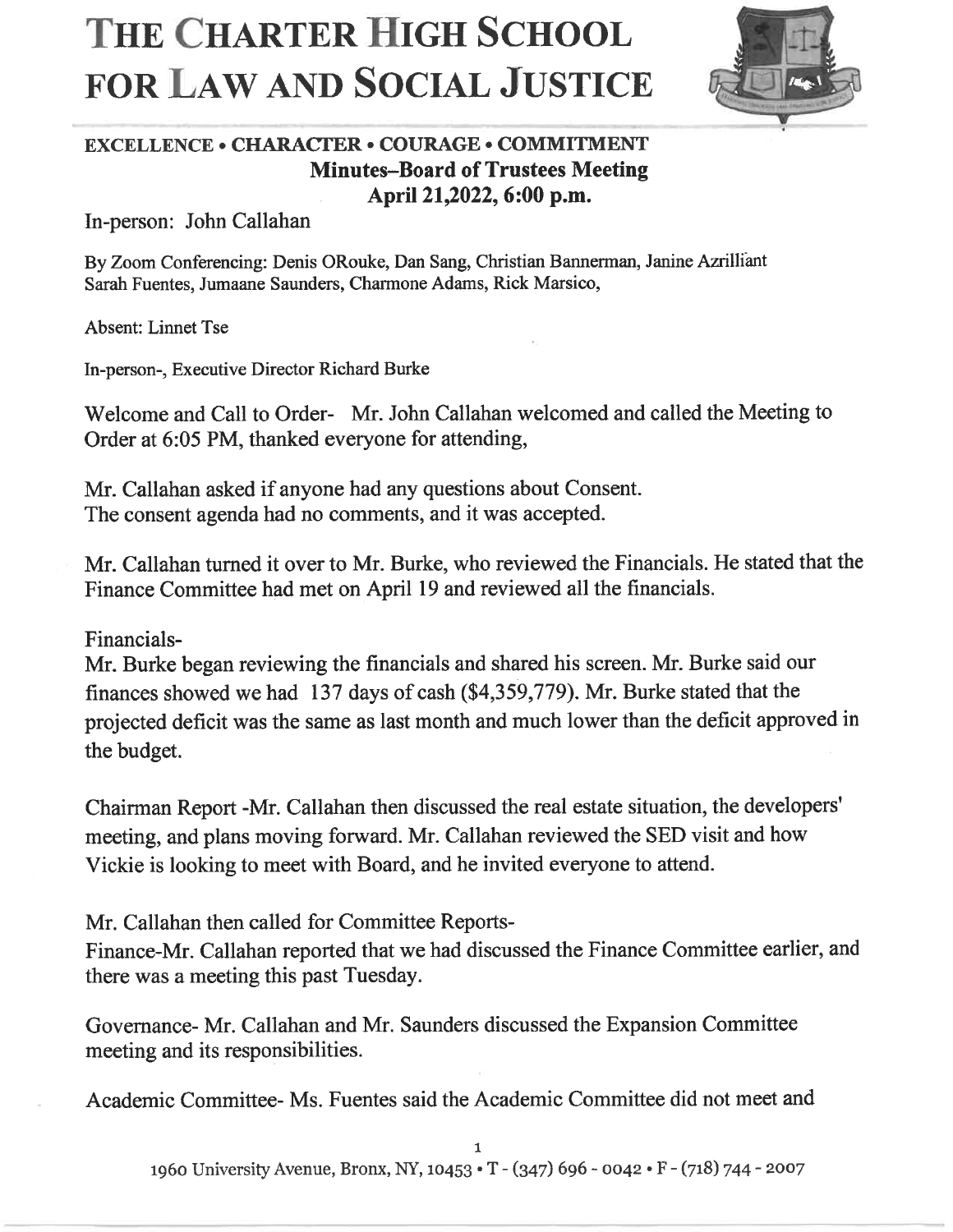# THE CHARTER HIGH SCHOOL FOR LAW AND SOCIAL JUSTICE

**EXCELLENCE • CHARACTER • COURAGE • COMMITMENT**

**Minutes–Board of Trustees Meeting**

**April 21,2022, 6:00 p.m.**

In-person: John Callahan

By Zoom Conferencing: Denis ORouke, Dan Sang, Christian Bannerman, Janine Azrilliant Sarah Fuentes, Jumaane Saunders, Charmone Adams, Rick Marsico,

Absent: Linnet Tse

In-person-, Executive Director Richard Burke

Welcome and Call to Order- Mr. John Callahan welcomed and called the Meeting to Order at 6:05 PM, thanked everyone for attending,

Mr. Callahan asked if anyone had any questions about Consent.
The consent agenda had no comments, and it was accepted.

Mr. Callahan turned it over to Mr. Burke, who reviewed the Financials. He stated that the Finance Committee had met on April 19 and reviewed all the financials.

Financials-

Mr. Burke began reviewing the financials and shared his screen. Mr. Burke said our finances showed we had 137 days of cash ($4,359,779). Mr. Burke stated that the projected deficit was the same as last month and much lower than the deficit approved in the budget.

Chairman Report -Mr. Callahan then discussed the real estate situation, the developers' meeting, and plans moving forward. Mr. Callahan reviewed the SED visit and how Vickie is looking to meet with Board, and he invited everyone to attend.

Mr. Callahan then called for Committee Reports-

Finance-Mr. Callahan reported that we had discussed the Finance Committee earlier, and there was a meeting this past Tuesday.

Governance- Mr. Callahan and Mr. Saunders discussed the Expansion Committee meeting and its responsibilities.

Academic Committee- Ms. Fuentes said the Academic Committee did not meet and

1960 University Avenue, Bronx, NY, 10453 • T - (347) 696 - 0042 • F - (718) 744 - 2007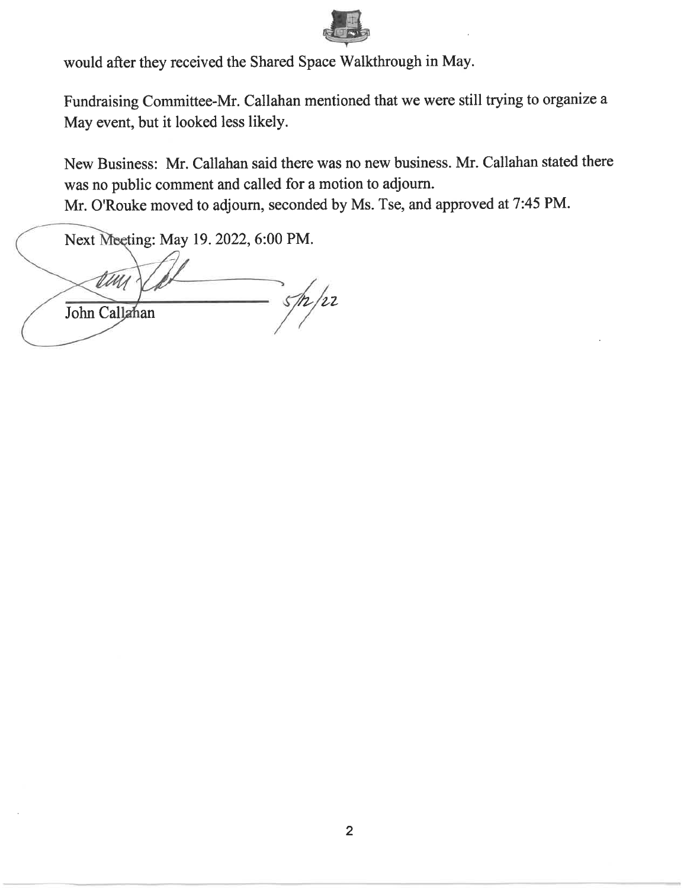would after they received the Shared Space Walkthrough in May.

Fundraising Committee-Mr. Callahan mentioned that we were still trying to organize a May event, but it looked less likely.

New Business: Mr. Callahan said there was no new business. Mr. Callahan stated there was no public comment and called for a motion to adjourn.
Mr. O'Rouke moved to adjourn, seconded by Ms. Tse, and approved at 7:45 PM.

Next Meeting: May 19. 2022, 6:00 PM.

John Callahan 5/12/22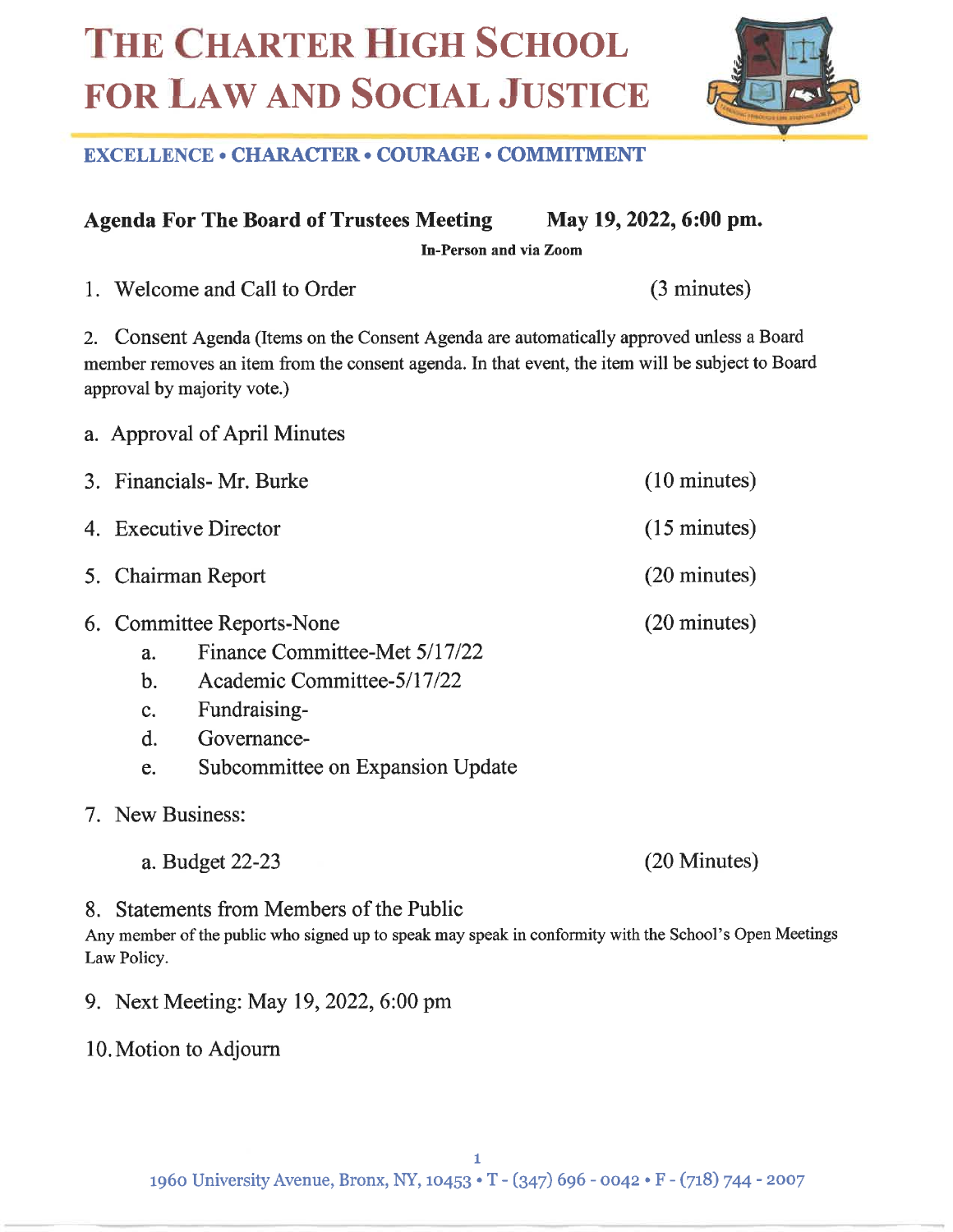# THE CHARTER HIGH SCHOOL FOR LAW AND SOCIAL JUSTICE

**EXCELLENCE • CHARACTER • COURAGE • COMMITMENT**

**Agenda For The Board of Trustees Meeting May 19, 2022, 6:00 pm.**

**In-Person and via Zoom**

1. Welcome and Call to Order (3 minutes)

2. Consent Agenda (Items on the Consent Agenda are automatically approved unless a Board member removes an item from the consent agenda. In that event, the item will be subject to Board approval by majority vote.)

   a. Approval of April Minutes

3. Financials- Mr. Burke (10 minutes)

4. Executive Director (15 minutes)

5. Chairman Report (20 minutes)

6. Committee Reports-None (20 minutes)
   a. Finance Committee-Met 5/17/22
   b. Academic Committee-5/17/22
   c. Fundraising-
   d. Governance-
   e. Subcommittee on Expansion Update

7. New Business:

   a. Budget 22-23 (20 Minutes)

8. Statements from Members of the Public
   Any member of the public who signed up to speak may speak in conformity with the School's Open Meetings Law Policy.

9. Next Meeting: May 19, 2022, 6:00 pm

10. Motion to Adjourn

1960 University Avenue, Bronx, NY, 10453 • T - (347) 696 - 0042 • F - (718) 744 - 2007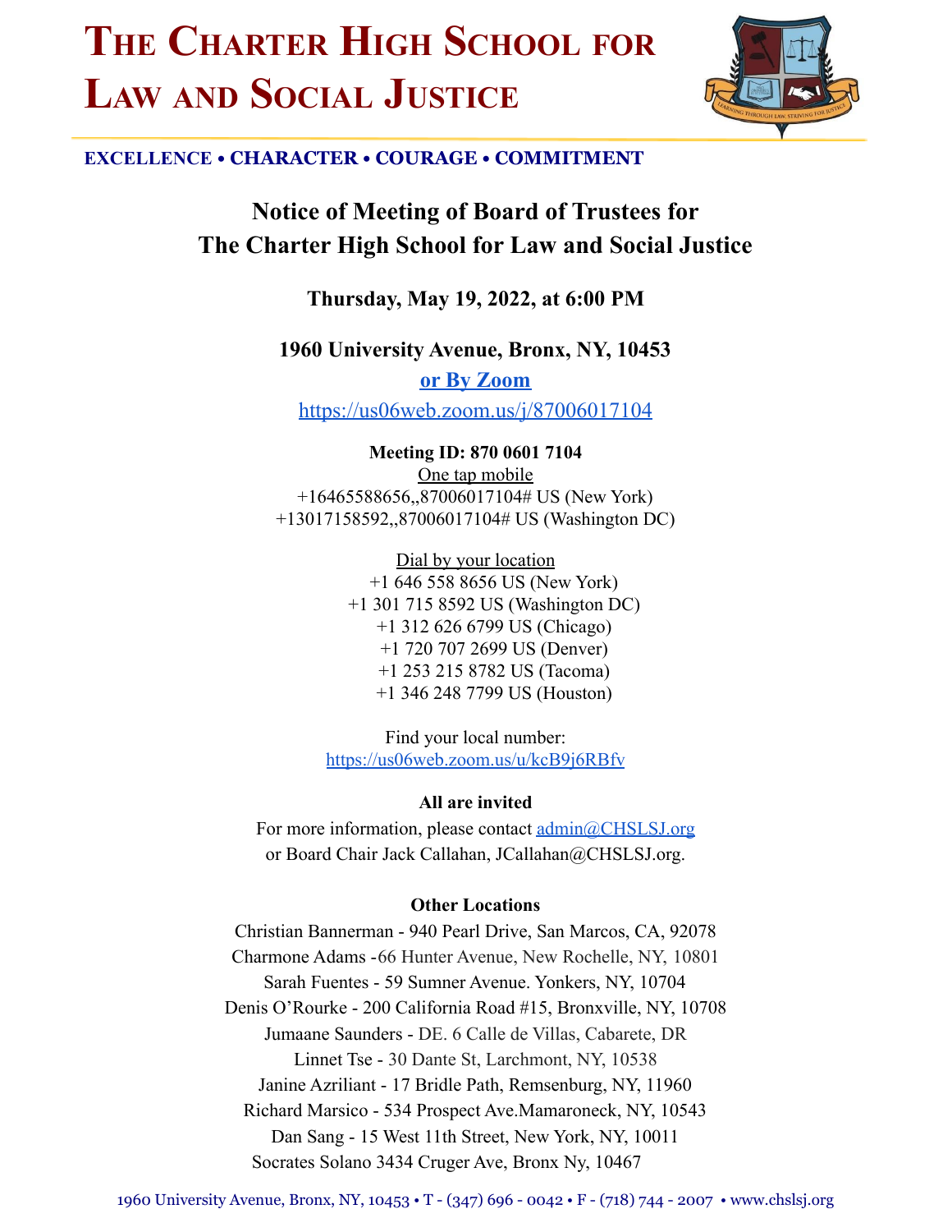# The Charter High School for Law and Social Justice

**EXCELLENCE • CHARACTER • COURAGE • COMMITMENT**

## Notice of Meeting of Board of Trustees for The Charter High School for Law and Social Justice

### Thursday, May 19, 2022, at 6:00 PM

### 1960 University Avenue, Bronx, NY, 10453

**or By Zoom**

https://us06web.zoom.us/j/87006017104

**Meeting ID: 870 0601 7104**

One tap mobile
+16465588656,,87006017104# US (New York)
+13017158592,,87006017104# US (Washington DC)

Dial by your location
+1 646 558 8656 US (New York)
+1 301 715 8592 US (Washington DC)
+1 312 626 6799 US (Chicago)
+1 720 707 2699 US (Denver)
+1 253 215 8782 US (Tacoma)
+1 346 248 7799 US (Houston)

Find your local number:
https://us06web.zoom.us/u/kcB9j6RBfv

**All are invited**

For more information, please contact admin@CHSLSJ.org
or Board Chair Jack Callahan, JCallahan@CHSLSJ.org.

**Other Locations**

Christian Bannerman - 940 Pearl Drive, San Marcos, CA, 92078
Charmone Adams -66 Hunter Avenue, New Rochelle, NY, 10801
Sarah Fuentes - 59 Sumner Avenue. Yonkers, NY, 10704
Denis O'Rourke - 200 California Road #15, Bronxville, NY, 10708
Jumaane Saunders - DE. 6 Calle de Villas, Cabarete, DR
Linnet Tse - 30 Dante St, Larchmont, NY, 10538
Janine Azriliant - 17 Bridle Path, Remsenburg, NY, 11960
Richard Marsico - 534 Prospect Ave.Mamaroneck, NY, 10543
Dan Sang - 15 West 11th Street, New York, NY, 10011
Socrates Solano 3434 Cruger Ave, Bronx Ny, 10467

1960 University Avenue, Bronx, NY, 10453 • T - (347) 696 - 0042 • F - (718) 744 - 2007 • www.chslsj.org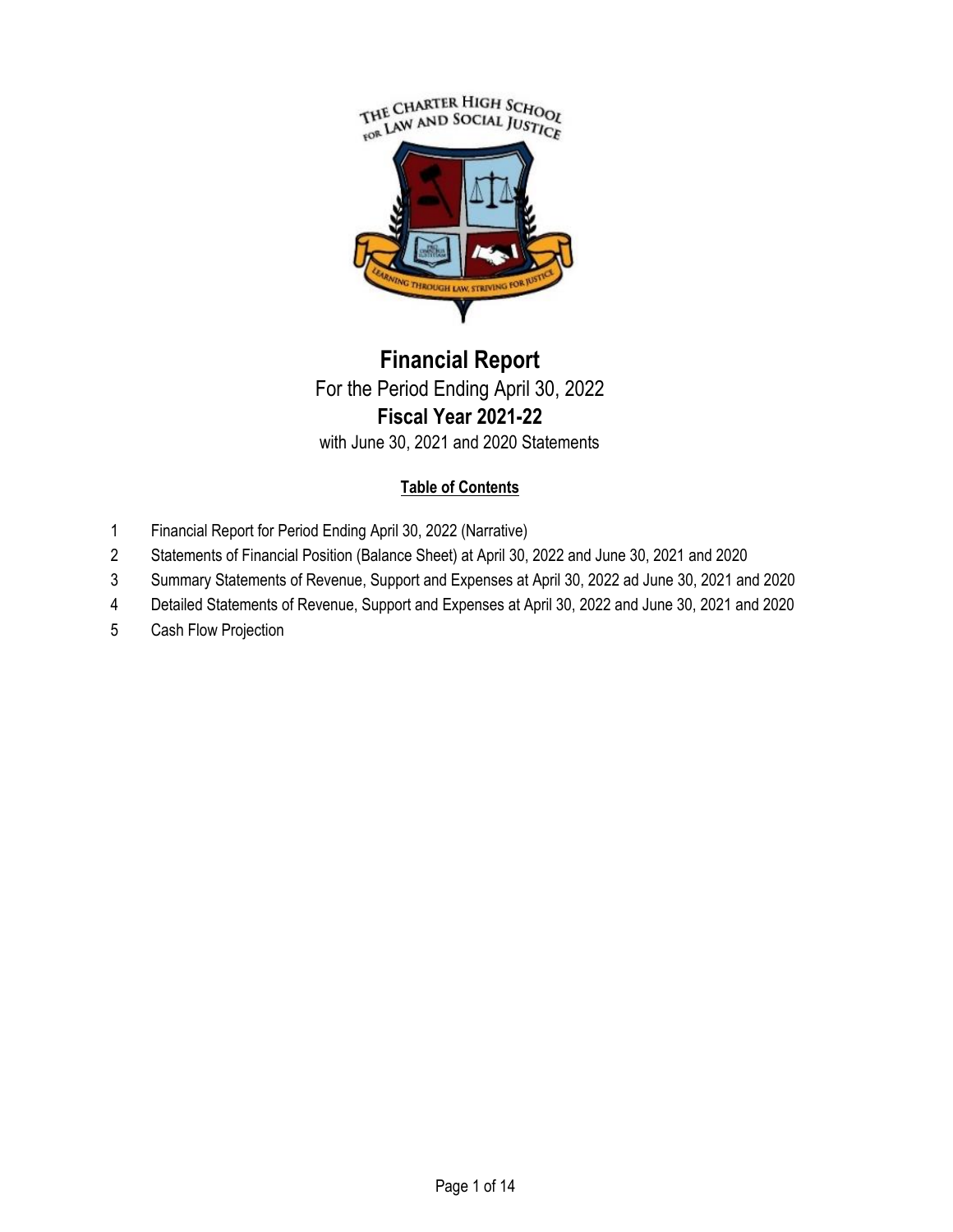# Financial Report

For the Period Ending April 30, 2022

**Fiscal Year 2021-22**

with June 30, 2021 and 2020 Statements

**Table of Contents**

1. Financial Report for Period Ending April 30, 2022 (Narrative)
2. Statements of Financial Position (Balance Sheet) at April 30, 2022 and June 30, 2021 and 2020
3. Summary Statements of Revenue, Support and Expenses at April 30, 2022 ad June 30, 2021 and 2020
4. Detailed Statements of Revenue, Support and Expenses at April 30, 2022 and June 30, 2021 and 2020
5. Cash Flow Projection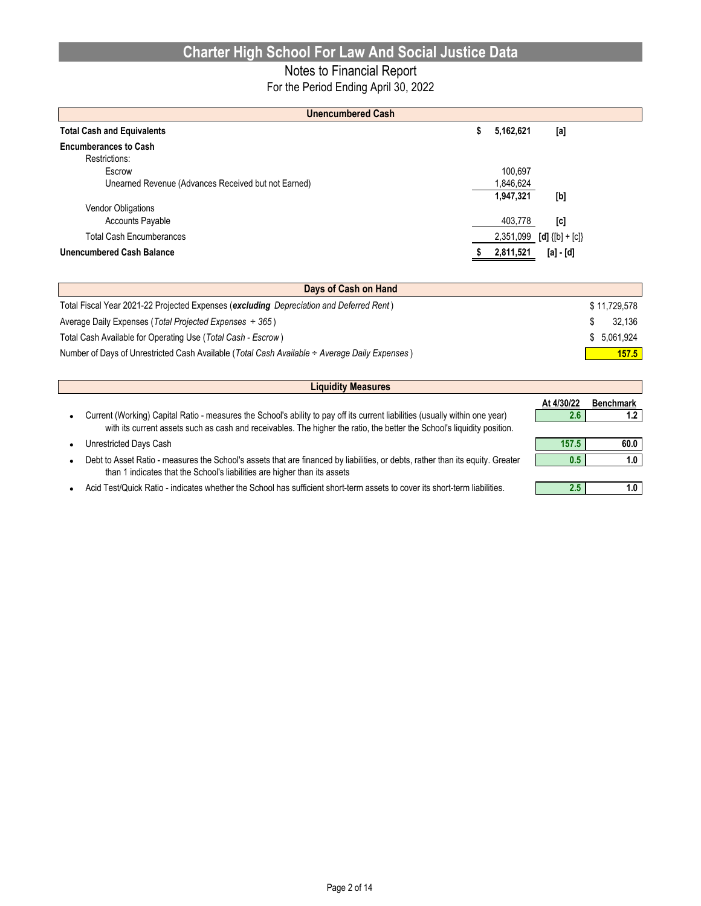# Charter High School For Law And Social Justice Data

## Notes to Financial Report

For the Period Ending April 30, 2022

| Unencumbered Cash | | |
|---|---|---|
| **Total Cash and Equivalents** | **$ 5,162,621** | **[a]** |
| **Encumberances to Cash** | | |
| Restrictions: | | |
| Escrow | 100,697 | |
| Unearned Revenue (Advances Received but not Earned) | 1,846,624 | |
| | **1,947,321** | **[b]** |
| Vendor Obligations | | |
| Accounts Payable | 403,778 | **[c]** |
| Total Cash Encumberances | 2,351,099 | **[d]** {[b] + [c]} |
| **Unencumbered Cash Balance** | **$ 2,811,521** | **[a] - [d]** |

| Days of Cash on Hand | |
|---|---|
| Total Fiscal Year 2021-22 Projected Expenses (***excluding*** *Depreciation and Deferred Rent*) | $ 11,729,578 |
| Average Daily Expenses (*Total Projected Expenses ÷ 365*) | $ 32,136 |
| Total Cash Available for Operating Use (*Total Cash - Escrow*) | $ 5,061,924 |
| Number of Days of Unrestricted Cash Available (*Total Cash Available ÷ Average Daily Expenses*) | **157.5** |

| Liquidity Measures | At 4/30/22 | Benchmark |
|---|---|---|
| • Current (Working) Capital Ratio - measures the School's ability to pay off its current liabilities (usually within one year) with its current assets such as cash and receivables. The higher the ratio, the better the School's liquidity position. | **2.6** | **1.2** |
| • Unrestricted Days Cash | **157.5** | **60.0** |
| • Debt to Asset Ratio - measures the School's assets that are financed by liabilities, or debts, rather than its equity. Greater than 1 indicates that the School's liabilities are higher than its assets | **0.5** | **1.0** |
| • Acid Test/Quick Ratio - indicates whether the School has sufficient short-term assets to cover its short-term liabilities. | **2.5** | **1.0** |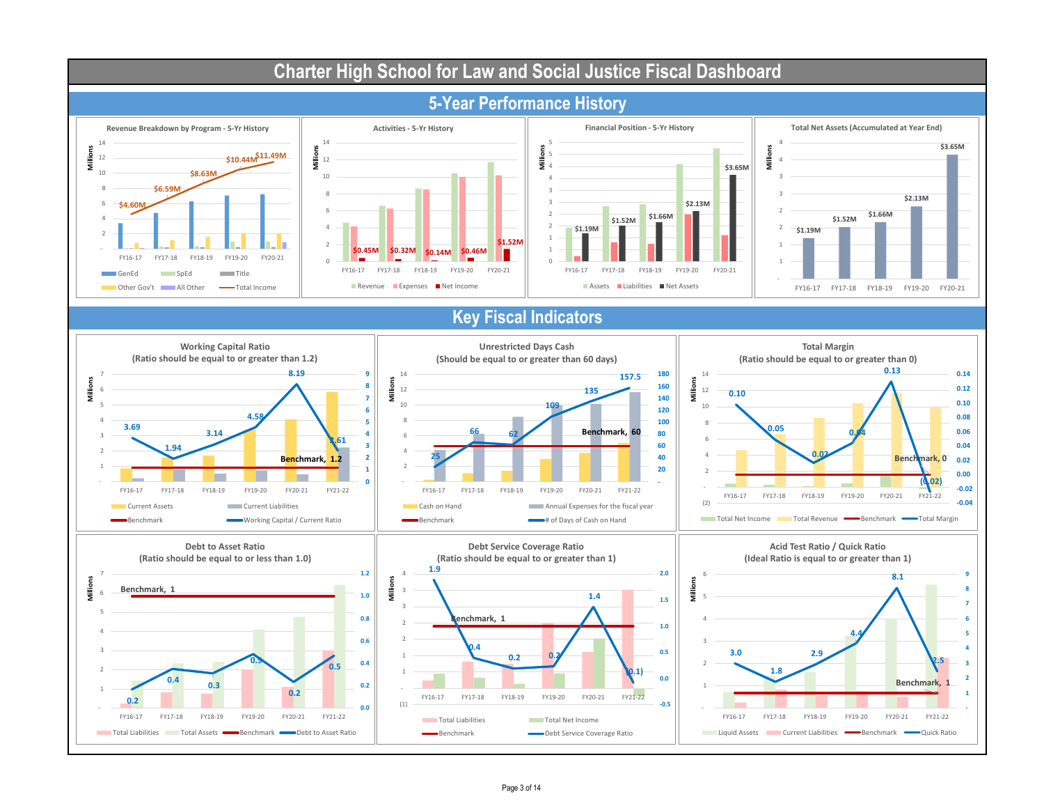# Charter High School for Law and Social Justice Fiscal Dashboard

## 5-Year Performance History

### Revenue Breakdown by Program - 5-Yr History

| | FY16-17 | FY17-18 | FY18-19 | FY19-20 | FY20-21 |
|---|---|---|---|---|---|
| Total Income | $4.60M | $6.59M | $8.63M | $10.44M | $11.49M |

Legend: GenEd, SpEd, Title, Other Gov't, All Other, Total Income

### Activities - 5-Yr History

| | FY16-17 | FY17-18 | FY18-19 | FY19-20 | FY20-21 |
|---|---|---|---|---|---|
| Net Income | $0.45M | $0.32M | $0.14M | $0.46M | $1.52M |

Legend: Revenue, Expenses, Net Income

### Financial Position - 5-Yr History

| | FY16-17 | FY17-18 | FY18-19 | FY19-20 | FY20-21 |
|---|---|---|---|---|---|
| Net Assets | $1.19M | $1.52M | $1.66M | $2.13M | $3.65M |

Legend: Assets, Liabilities, Net Assets

### Total Net Assets (Accumulated at Year End)

| | FY16-17 | FY17-18 | FY18-19 | FY19-20 | FY20-21 |
|---|---|---|---|---|---|
| Total Net Assets | $1.19M | $1.52M | $1.66M | $2.13M | $3.65M |

## Key Fiscal Indicators

### Working Capital Ratio
(Ratio should be equal to or greater than 1.2)

| | FY16-17 | FY17-18 | FY18-19 | FY19-20 | FY20-21 | FY21-22 |
|---|---|---|---|---|---|---|
| Working Capital / Current Ratio | 3.69 | 1.94 | 3.14 | 4.58 | 8.19 | 2.61 |

Benchmark, 1.2

Legend: Current Assets, Current Liabilities, Benchmark, Working Capital / Current Ratio

### Unrestricted Days Cash
(Should be equal to or greater than 60 days)

| | FY16-17 | FY17-18 | FY18-19 | FY19-20 | FY20-21 | FY21-22 |
|---|---|---|---|---|---|---|
| # of Days of Cash on Hand | 25 | 66 | 62 | 109 | 135 | 157.5 |

Benchmark, 60

Legend: Cash on Hand, Annual Expenses for the fiscal year, Benchmark, # of Days of Cash on Hand

### Total Margin
(Ratio should be equal to or greater than 0)

| | FY16-17 | FY17-18 | FY18-19 | FY19-20 | FY20-21 | FY21-22 |
|---|---|---|---|---|---|---|
| Total Margin | 0.10 | 0.05 | 0.02 | 0.04 | 0.13 | (0.02) |

Benchmark, 0

Legend: Total Net Income, Total Revenue, Benchmark, Total Margin

### Debt to Asset Ratio
(Ratio should be equal to or less than 1.0)

| | FY16-17 | FY17-18 | FY18-19 | FY19-20 | FY20-21 | FY21-22 |
|---|---|---|---|---|---|---|
| Debt to Asset Ratio | 0.2 | 0.4 | 0.3 | 0.5 | 0.2 | 0.5 |

Benchmark, 1

Legend: Total Liabilities, Total Assets, Benchmark, Debt to Asset Ratio

### Debt Service Coverage Ratio
(Ratio should be equal to or greater than 1)

| | FY16-17 | FY17-18 | FY18-19 | FY19-20 | FY20-21 | FY21-22 |
|---|---|---|---|---|---|---|
| Debt Service Coverage Ratio | 1.9 | 0.4 | 0.2 | 0.2 | 1.4 | (0.1) |

Benchmark, 1

Legend: Total Liabilities, Total Net Income, Benchmark, Debt Service Coverage Ratio

### Acid Test Ratio / Quick Ratio
(Ideal Ratio is equal to or greater than 1)

| | FY16-17 | FY17-18 | FY18-19 | FY19-20 | FY20-21 | FY21-22 |
|---|---|---|---|---|---|---|
| Quick Ratio | 3.0 | 1.8 | 2.9 | 4.4 | 8.1 | 2.5 |

Benchmark, 1

Legend: Liquid Assets, Current Liabilities, Benchmark, Quick Ratio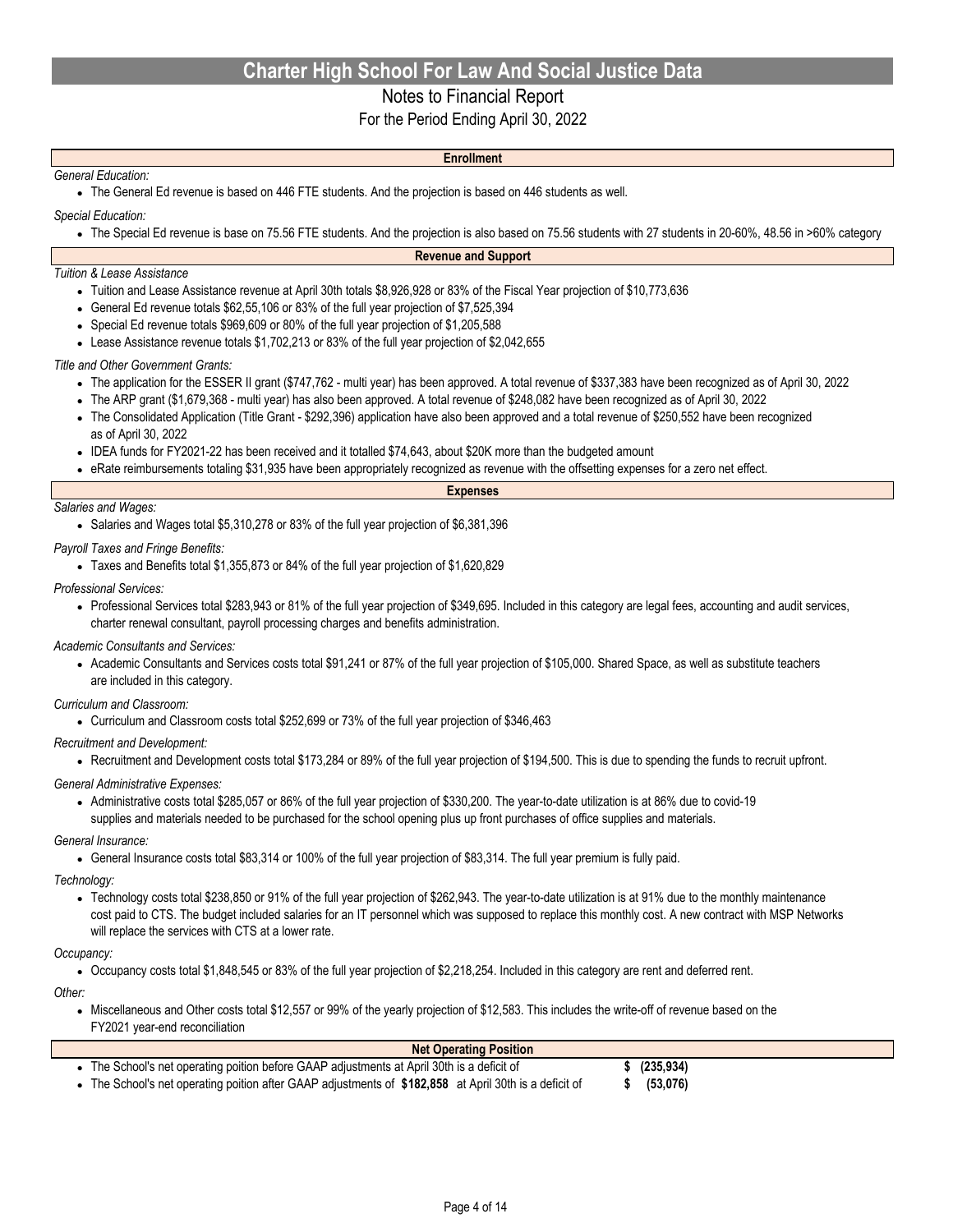# Charter High School For Law And Social Justice Data

## Notes to Financial Report

For the Period Ending April 30, 2022

### Enrollment

*General Education:*

- The General Ed revenue is based on 446 FTE students. And the projection is based on 446 students as well.

*Special Education:*

- The Special Ed revenue is base on 75.56 FTE students. And the projection is also based on 75.56 students with 27 students in 20-60%, 48.56 in >60% category

### Revenue and Support

*Tuition & Lease Assistance*

- Tuition and Lease Assistance revenue at April 30th totals $8,926,928 or 83% of the Fiscal Year projection of $10,773,636
- General Ed revenue totals $62,55,106 or 83% of the full year projection of $7,525,394
- Special Ed revenue totals $969,609 or 80% of the full year projection of $1,205,588
- Lease Assistance revenue totals $1,702,213 or 83% of the full year projection of $2,042,655

*Title and Other Government Grants:*

- The application for the ESSER II grant ($747,762 - multi year) has been approved. A total revenue of $337,383 have been recognized as of April 30, 2022
- The ARP grant ($1,679,368 - multi year) has also been approved. A total revenue of $248,082 have been recognized as of April 30, 2022
- The Consolidated Application (Title Grant - $292,396) application have also been approved and a total revenue of $250,552 have been recognized as of April 30, 2022
- IDEA funds for FY2021-22 has been received and it totalled $74,643, about $20K more than the budgeted amount
- eRate reimbursements totaling $31,935 have been appropriately recognized as revenue with the offsetting expenses for a zero net effect.

### Expenses

*Salaries and Wages:*

- Salaries and Wages total $5,310,278 or 83% of the full year projection of $6,381,396

*Payroll Taxes and Fringe Benefits:*

- Taxes and Benefits total $1,355,873 or 84% of the full year projection of $1,620,829

*Professional Services:*

- Professional Services total $283,943 or 81% of the full year projection of $349,695. Included in this category are legal fees, accounting and audit services, charter renewal consultant, payroll processing charges and benefits administration.

*Academic Consultants and Services:*

- Academic Consultants and Services costs total $91,241 or 87% of the full year projection of $105,000. Shared Space, as well as substitute teachers are included in this category.

*Curriculum and Classroom:*

- Curriculum and Classroom costs total $252,699 or 73% of the full year projection of $346,463

*Recruitment and Development:*

- Recruitment and Development costs total $173,284 or 89% of the full year projection of $194,500. This is due to spending the funds to recruit upfront.

*General Administrative Expenses:*

- Administrative costs total $285,057 or 86% of the full year projection of $330,200. The year-to-date utilization is at 86% due to covid-19 supplies and materials needed to be purchased for the school opening plus up front purchases of office supplies and materials.

*General Insurance:*

- General Insurance costs total $83,314 or 100% of the full year projection of $83,314. The full year premium is fully paid.

*Technology:*

- Technology costs total $238,850 or 91% of the full year projection of $262,943. The year-to-date utilization is at 91% due to the monthly maintenance cost paid to CTS. The budget included salaries for an IT personnel which was supposed to replace this monthly cost. A new contract with MSP Networks will replace the services with CTS at a lower rate.

*Occupancy:*

- Occupancy costs total $1,848,545 or 83% of the full year projection of $2,218,254. Included in this category are rent and deferred rent.

*Other:*

- Miscellaneous and Other costs total $12,557 or 99% of the yearly projection of $12,583. This includes the write-off of revenue based on the FY2021 year-end reconciliation

### Net Operating Position

- The School's net operating poition before GAAP adjustments at April 30th is a deficit of **$ (235,934)**
- The School's net operating poition after GAAP adjustments of **$182,858** at April 30th is a deficit of **$ (53,076)**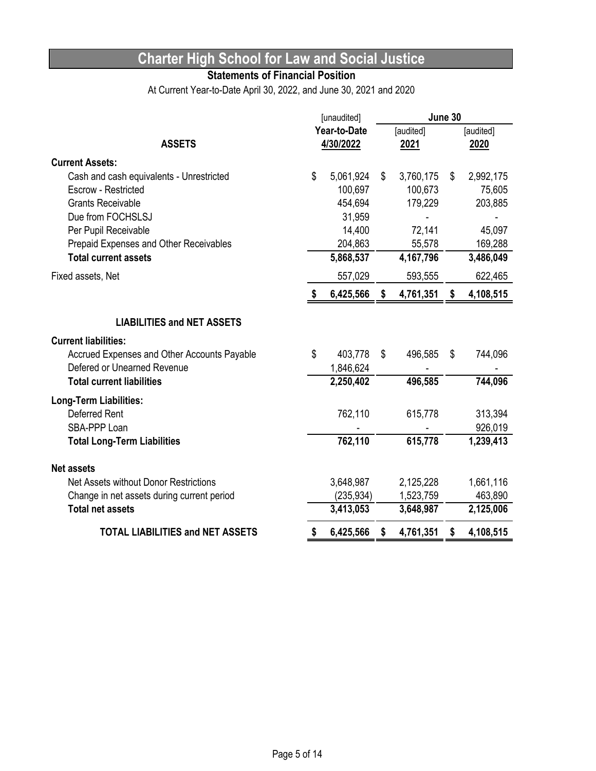# Charter High School for Law and Social Justice

## Statements of Financial Position

At Current Year-to-Date April 30, 2022, and June 30, 2021 and 2020

| | [unaudited] | June 30 | |
|---|---|---|---|
| | Year-to-Date | [audited] | [audited] |
| **ASSETS** | 4/30/2022 | 2021 | 2020 |
| **Current Assets:** | | | |
| Cash and cash equivalents - Unrestricted | $ 5,061,924 | $ 3,760,175 | $ 2,992,175 |
| Escrow - Restricted | 100,697 | 100,673 | 75,605 |
| Grants Receivable | 454,694 | 179,229 | 203,885 |
| Due from FOCHSLSJ | 31,959 | - | - |
| Per Pupil Receivable | 14,400 | 72,141 | 45,097 |
| Prepaid Expenses and Other Receivables | 204,863 | 55,578 | 169,288 |
| **Total current assets** | **5,868,537** | **4,167,796** | **3,486,049** |
| Fixed assets, Net | 557,029 | 593,555 | 622,465 |
| | **$ 6,425,566** | **$ 4,761,351** | **$ 4,108,515** |
| **LIABILITIES and NET ASSETS** | | | |
| **Current liabilities:** | | | |
| Accrued Expenses and Other Accounts Payable | $ 403,778 | $ 496,585 | $ 744,096 |
| Defered or Unearned Revenue | 1,846,624 | - | - |
| **Total current liabilities** | **2,250,402** | **496,585** | **744,096** |
| **Long-Term Liabilities:** | | | |
| Deferred Rent | 762,110 | 615,778 | 313,394 |
| SBA-PPP Loan | - | - | 926,019 |
| **Total Long-Term Liabilities** | **762,110** | **615,778** | **1,239,413** |
| **Net assets** | | | |
| Net Assets without Donor Restrictions | 3,648,987 | 2,125,228 | 1,661,116 |
| Change in net assets during current period | (235,934) | 1,523,759 | 463,890 |
| **Total net assets** | **3,413,053** | **3,648,987** | **2,125,006** |
| **TOTAL LIABILITIES and NET ASSETS** | **$ 6,425,566** | **$ 4,761,351** | **$ 4,108,515** |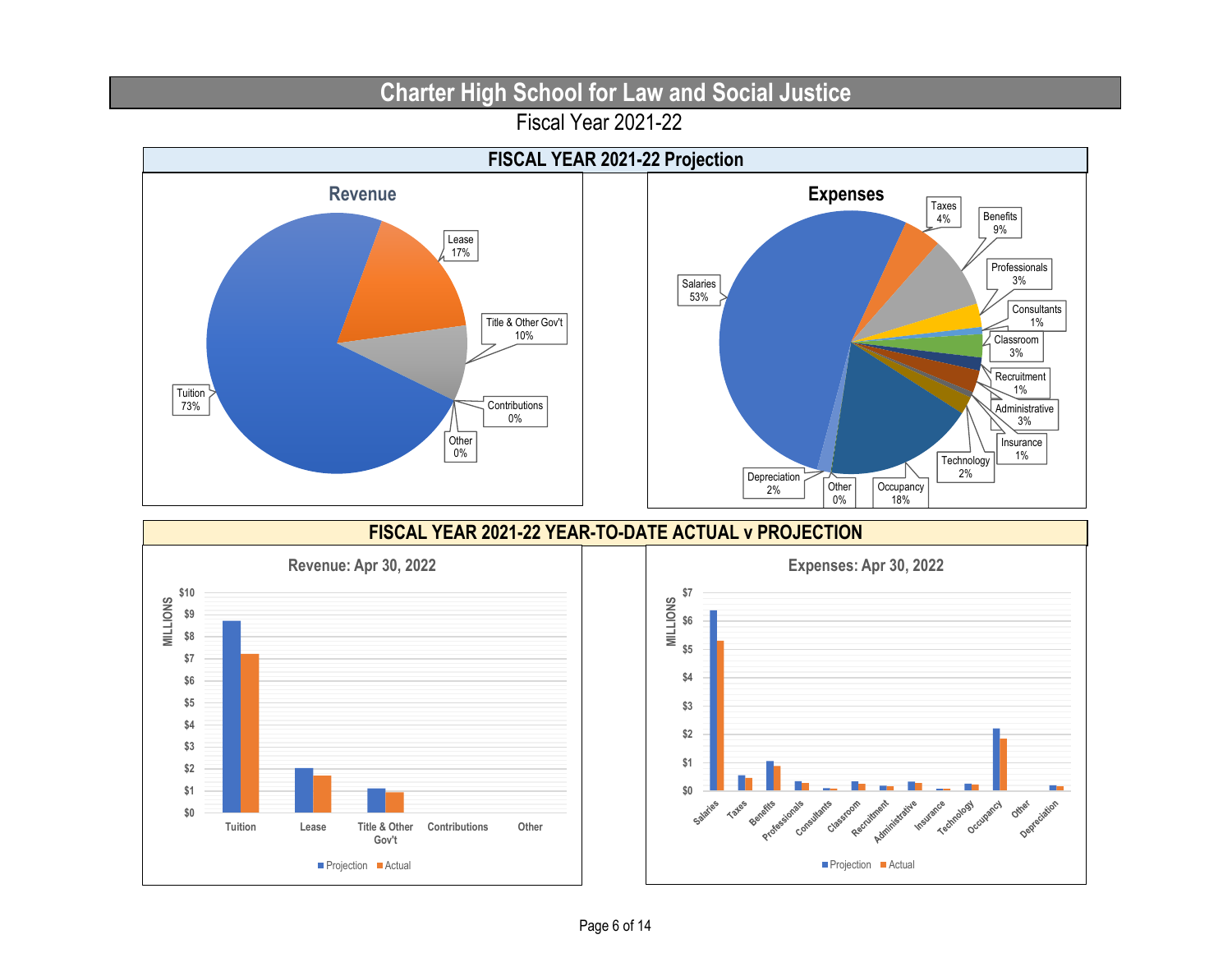# Charter High School for Law and Social Justice

Fiscal Year 2021-22

## FISCAL YEAR 2021-22 Projection

### Revenue

| Category | % |
| --- | --- |
| Tuition | 73% |
| Lease | 17% |
| Title & Other Gov't | 10% |
| Contributions | 0% |
| Other | 0% |

### Expenses

| Category | % |
| --- | --- |
| Salaries | 53% |
| Taxes | 4% |
| Benefits | 9% |
| Professionals | 3% |
| Consultants | 1% |
| Classroom | 3% |
| Recruitment | 1% |
| Administrative | 3% |
| Insurance | 1% |
| Technology | 2% |
| Occupancy | 18% |
| Other | 0% |
| Depreciation | 2% |

## FISCAL YEAR 2021-22 YEAR-TO-DATE ACTUAL v PROJECTION

### Revenue: Apr 30, 2022

MILLIONS

Tuition, Lease, Title & Other Gov't, Contributions, Other

Projection | Actual

### Expenses: Apr 30, 2022

MILLIONS

Salaries, Taxes, Benefits, Professionals, Consultants, Classroom, Recruitment, Administrative, Insurance, Technology, Occupancy, Other, Depreciation

Projection | Actual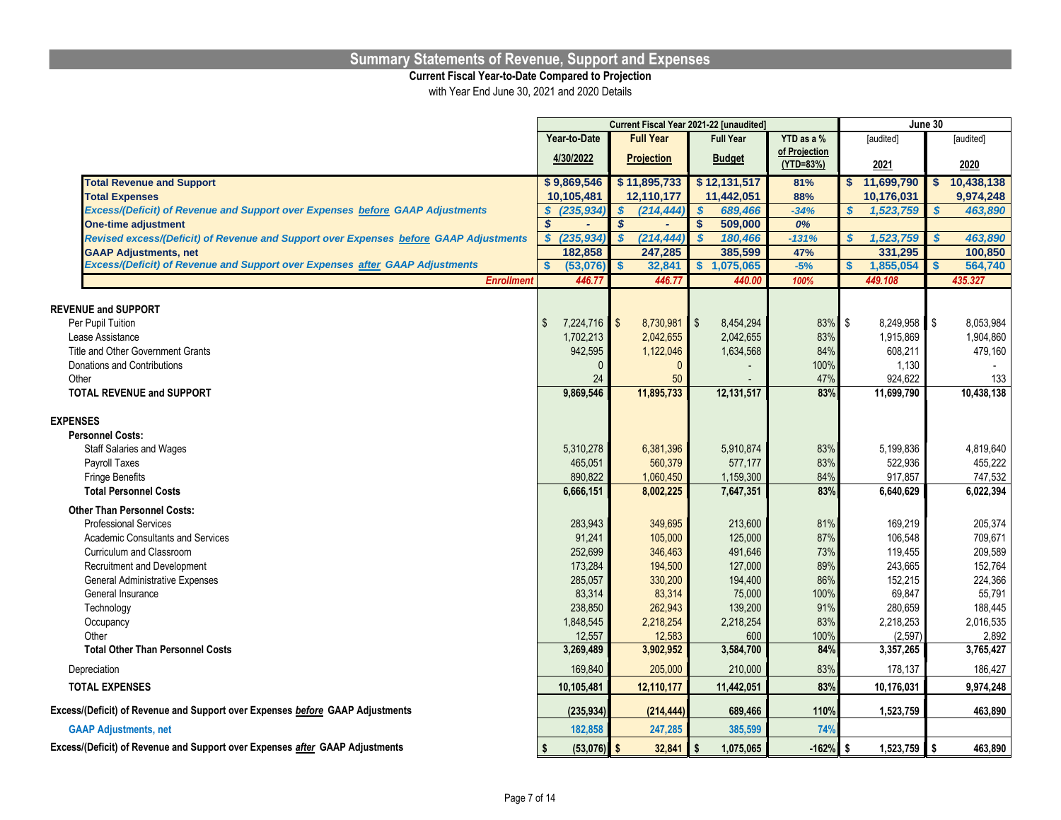# Summary Statements of Revenue, Support and Expenses

**Current Fiscal Year-to-Date Compared to Projection**

with Year End June 30, 2021 and 2020 Details

| | Current Fiscal Year 2021-22 [unaudited] | | | | June 30 | |
|---|---|---|---|---|---|---|
| | Year-to-Date 4/30/2022 | Full Year Projection | Full Year Budget | YTD as a % of Projection (YTD=83%) | [audited] 2021 | [audited] 2020 |
| **Total Revenue and Support** | **$ 9,869,546** | **$ 11,895,733** | **$ 12,131,517** | **81%** | **$ 11,699,790** | **$ 10,438,138** |
| **Total Expenses** | **10,105,481** | **12,110,177** | **11,442,051** | **88%** | **10,176,031** | **9,974,248** |
| ***Excess/(Deficit) of Revenue and Support over Expenses before GAAP Adjustments*** | ***$ (235,934)*** | ***$ (214,444)*** | ***$ 689,466*** | ***-34%*** | ***$ 1,523,759*** | ***$ 463,890*** |
| **One-time adjustment** | **$ -** | **$ -** | **$ 509,000** | ***0%*** | | |
| ***Revised excess/(Deficit) of Revenue and Support over Expenses before GAAP Adjustments*** | ***$ (235,934)*** | ***$ (214,444)*** | ***$ 180,466*** | ***-131%*** | ***$ 1,523,759*** | ***$ 463,890*** |
| **GAAP Adjustments, net** | **182,858** | **247,285** | **385,599** | **47%** | **331,295** | **100,850** |
| ***Excess/(Deficit) of Revenue and Support over Expenses after GAAP Adjustments*** | **$ (53,076)** | **$ 32,841** | **$ 1,075,065** | **-5%** | **$ 1,855,054** | **$ 564,740** |
| ***Enrollment*** | ***446.77*** | ***446.77*** | ***440.00*** | ***100%*** | ***449.108*** | ***435.327*** |
| **REVENUE and SUPPORT** | | | | | | |
| Per Pupil Tuition | $ 7,224,716 | $ 8,730,981 | $ 8,454,294 | 83% | $ 8,249,958 | $ 8,053,984 |
| Lease Assistance | 1,702,213 | 2,042,655 | 2,042,655 | 83% | 1,915,869 | 1,904,860 |
| Title and Other Government Grants | 942,595 | 1,122,046 | 1,634,568 | 84% | 608,211 | 479,160 |
| Donations and Contributions | 0 | 0 | - | 100% | 1,130 | - |
| Other | 24 | 50 | - | 47% | 924,622 | 133 |
| **TOTAL REVENUE and SUPPORT** | **9,869,546** | **11,895,733** | **12,131,517** | **83%** | **11,699,790** | **10,438,138** |
| **EXPENSES** | | | | | | |
| **Personnel Costs:** | | | | | | |
| Staff Salaries and Wages | 5,310,278 | 6,381,396 | 5,910,874 | 83% | 5,199,836 | 4,819,640 |
| Payroll Taxes | 465,051 | 560,379 | 577,177 | 83% | 522,936 | 455,222 |
| Fringe Benefits | 890,822 | 1,060,450 | 1,159,300 | 84% | 917,857 | 747,532 |
| **Total Personnel Costs** | **6,666,151** | **8,002,225** | **7,647,351** | **83%** | **6,640,629** | **6,022,394** |
| **Other Than Personnel Costs:** | | | | | | |
| Professional Services | 283,943 | 349,695 | 213,600 | 81% | 169,219 | 205,374 |
| Academic Consultants and Services | 91,241 | 105,000 | 125,000 | 87% | 106,548 | 709,671 |
| Curriculum and Classroom | 252,699 | 346,463 | 491,646 | 73% | 119,455 | 209,589 |
| Recruitment and Development | 173,284 | 194,500 | 127,000 | 89% | 243,665 | 152,764 |
| General Administrative Expenses | 285,057 | 330,200 | 194,400 | 86% | 152,215 | 224,366 |
| General Insurance | 83,314 | 83,314 | 75,000 | 100% | 69,847 | 55,791 |
| Technology | 238,850 | 262,943 | 139,200 | 91% | 280,659 | 188,445 |
| Occupancy | 1,848,545 | 2,218,254 | 2,218,254 | 83% | 2,218,253 | 2,016,535 |
| Other | 12,557 | 12,583 | 600 | 100% | (2,597) | 2,892 |
| **Total Other Than Personnel Costs** | **3,269,489** | **3,902,952** | **3,584,700** | **84%** | **3,357,265** | **3,765,427** |
| Depreciation | 169,840 | 205,000 | 210,000 | 83% | 178,137 | 186,427 |
| **TOTAL EXPENSES** | **10,105,481** | **12,110,177** | **11,442,051** | **83%** | **10,176,031** | **9,974,248** |
| **Excess/(Deficit) of Revenue and Support over Expenses *before* GAAP Adjustments** | **(235,934)** | **(214,444)** | **689,466** | **110%** | **1,523,759** | **463,890** |
| **GAAP Adjustments, net** | **182,858** | **247,285** | **385,599** | **74%** | | |
| **Excess/(Deficit) of Revenue and Support over Expenses *after* GAAP Adjustments** | **$ (53,076)** | **$ 32,841** | **$ 1,075,065** | **-162%** | **$ 1,523,759** | **$ 463,890** |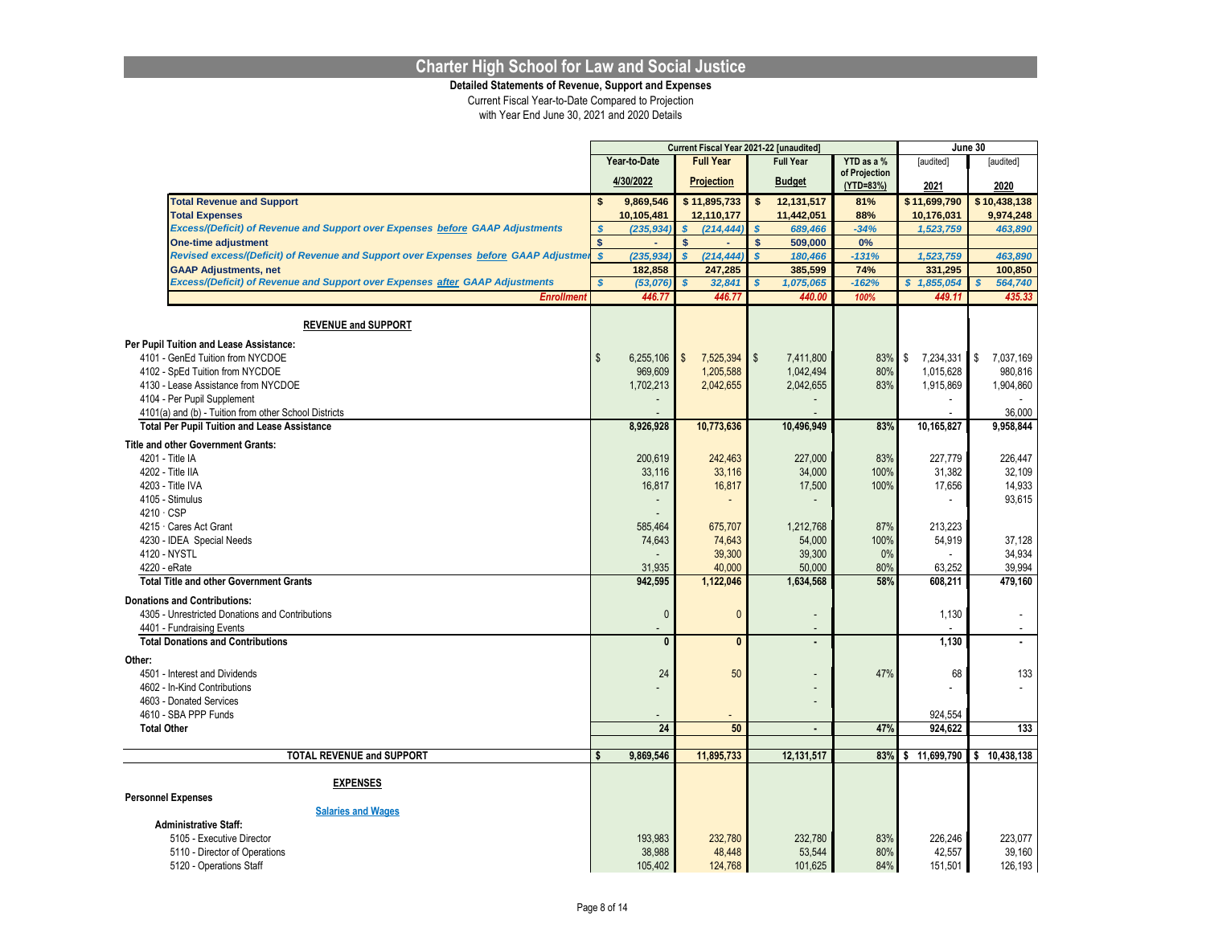# Charter High School for Law and Social Justice

**Detailed Statements of Revenue, Support and Expenses**

Current Fiscal Year-to-Date Compared to Projection

with Year End June 30, 2021 and 2020 Details

| | Current Fiscal Year 2021-22 [unaudited] | | | | June 30 | |
|---|---|---|---|---|---|---|
| | Year-to-Date 4/30/2022 | Full Year Projection | Full Year Budget | YTD as a % of Projection (YTD=83%) | [audited] 2021 | [audited] 2020 |
| **Total Revenue and Support** | $ 9,869,546 | $ 11,895,733 | $ 12,131,517 | 81% | $ 11,699,790 | $ 10,438,138 |
| **Total Expenses** | 10,105,481 | 12,110,177 | 11,442,051 | 88% | 10,176,031 | 9,974,248 |
| ***Excess/(Deficit) of Revenue and Support over Expenses before GAAP Adjustments*** | $ (235,934) | $ (214,444) | $ 689,466 | -34% | 1,523,759 | 463,890 |
| **One-time adjustment** | $ - | $ - | $ 509,000 | 0% | | |
| ***Revised excess/(Deficit) of Revenue and Support over Expenses before GAAP Adjustments*** | $ (235,934) | $ (214,444) | $ 180,466 | -131% | 1,523,759 | 463,890 |
| **GAAP Adjustments, net** | 182,858 | 247,285 | 385,599 | 74% | 331,295 | 100,850 |
| ***Excess/(Deficit) of Revenue and Support over Expenses after GAAP Adjustments*** | $ (53,076) | $ 32,841 | $ 1,075,065 | -162% | $ 1,855,054 | $ 564,740 |
| ***Enrollment*** | 446.77 | 446.77 | 440.00 | 100% | 449.11 | 435.33 |
| **REVENUE and SUPPORT** | | | | | | |
| **Per Pupil Tuition and Lease Assistance:** | | | | | | |
| 4101 - GenEd Tuition from NYCDOE | $ 6,255,106 | $ 7,525,394 | $ 7,411,800 | 83% | $ 7,234,331 | $ 7,037,169 |
| 4102 - SpEd Tuition from NYCDOE | 969,609 | 1,205,588 | 1,042,494 | 80% | 1,015,628 | 980,816 |
| 4130 - Lease Assistance from NYCDOE | 1,702,213 | 2,042,655 | 2,042,655 | 83% | 1,915,869 | 1,904,860 |
| 4104 - Per Pupil Supplement | - | | - | | - | - |
| 4101(a) and (b) - Tuition from other School Districts | - | | - | | - | 36,000 |
| **Total Per Pupil Tuition and Lease Assistance** | **8,926,928** | **10,773,636** | **10,496,949** | **83%** | **10,165,827** | **9,958,844** |
| **Title and other Government Grants:** | | | | | | |
| 4201 - Title IA | 200,619 | 242,463 | 227,000 | 83% | 227,779 | 226,447 |
| 4202 - Title IIA | 33,116 | 33,116 | 34,000 | 100% | 31,382 | 32,109 |
| 4203 - Title IVA | 16,817 | 16,817 | 17,500 | 100% | 17,656 | 14,933 |
| 4105 - Stimulus | - | - | - | | - | 93,615 |
| 4210 · CSP | - | | | | | |
| 4215 · Cares Act Grant | 585,464 | 675,707 | 1,212,768 | 87% | 213,223 | |
| 4230 - IDEA Special Needs | 74,643 | 74,643 | 54,000 | 100% | 54,919 | 37,128 |
| 4120 - NYSTL | - | 39,300 | 39,300 | 0% | - | 34,934 |
| 4220 - eRate | 31,935 | 40,000 | 50,000 | 80% | 63,252 | 39,994 |
| **Total Title and other Government Grants** | **942,595** | **1,122,046** | **1,634,568** | **58%** | **608,211** | **479,160** |
| **Donations and Contributions:** | | | | | | |
| 4305 - Unrestricted Donations and Contributions | 0 | 0 | - | | 1,130 | - |
| 4401 - Fundraising Events | - | | - | | - | - |
| **Total Donations and Contributions** | **0** | **0** | **-** | | **1,130** | **-** |
| **Other:** | | | | | | |
| 4501 - Interest and Dividends | 24 | 50 | - | 47% | 68 | 133 |
| 4602 - In-Kind Contributions | - | | - | | - | - |
| 4603 - Donated Services | | | - | | | |
| 4610 - SBA PPP Funds | - | - | | | 924,554 | |
| **Total Other** | **24** | **50** | **-** | **47%** | **924,622** | **133** |
| **TOTAL REVENUE and SUPPORT** | **$ 9,869,546** | **11,895,733** | **12,131,517** | **83%** | **$ 11,699,790** | **$ 10,438,138** |
| **EXPENSES** | | | | | | |
| **Personnel Expenses** | | | | | | |
| **Salaries and Wages** | | | | | | |
| **Administrative Staff:** | | | | | | |
| 5105 - Executive Director | 193,983 | 232,780 | 232,780 | 83% | 226,246 | 223,077 |
| 5110 - Director of Operations | 38,988 | 48,448 | 53,544 | 80% | 42,557 | 39,160 |
| 5120 - Operations Staff | 105,402 | 124,768 | 101,625 | 84% | 151,501 | 126,193 |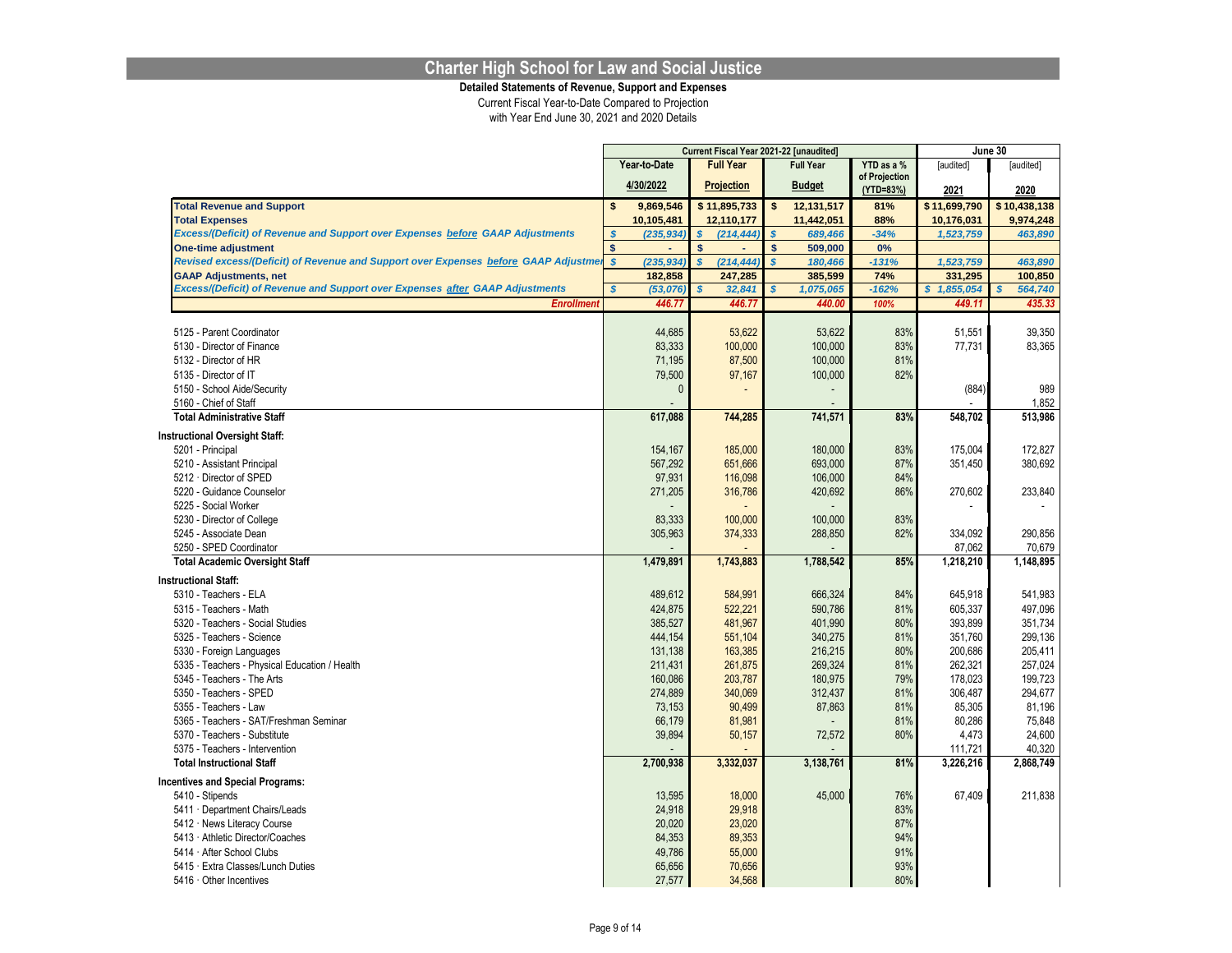# Charter High School for Law and Social Justice

**Detailed Statements of Revenue, Support and Expenses**

Current Fiscal Year-to-Date Compared to Projection

with Year End June 30, 2021 and 2020 Details

| | Current Fiscal Year 2021-22 [unaudited] | | | | June 30 | |
|---|---|---|---|---|---|---|
| | Year-to-Date 4/30/2022 | Full Year Projection | Full Year Budget | YTD as a % of Projection (YTD=83%) | [audited] 2021 | [audited] 2020 |
| **Total Revenue and Support** | $ 9,869,546 | $ 11,895,733 | $ 12,131,517 | 81% | $ 11,699,790 | $ 10,438,138 |
| **Total Expenses** | 10,105,481 | 12,110,177 | 11,442,051 | 88% | 10,176,031 | 9,974,248 |
| ***Excess/(Deficit) of Revenue and Support over Expenses before GAAP Adjustments*** | $ (235,934) | $ (214,444) | $ 689,466 | -34% | 1,523,759 | 463,890 |
| **One-time adjustment** | $ - | $ - | $ 509,000 | 0% | | |
| ***Revised excess/(Deficit) of Revenue and Support over Expenses before GAAP Adjustments*** | $ (235,934) | $ (214,444) | $ 180,466 | -131% | 1,523,759 | 463,890 |
| **GAAP Adjustments, net** | 182,858 | 247,285 | 385,599 | 74% | 331,295 | 100,850 |
| ***Excess/(Deficit) of Revenue and Support over Expenses after GAAP Adjustments*** | $ (53,076) | $ 32,841 | $ 1,075,065 | -162% | $ 1,855,054 | $ 564,740 |
| ***Enrollment*** | 446.77 | 446.77 | 440.00 | 100% | 449.11 | 435.33 |
| 5125 - Parent Coordinator | 44,685 | 53,622 | 53,622 | 83% | 51,551 | 39,350 |
| 5130 - Director of Finance | 83,333 | 100,000 | 100,000 | 83% | 77,731 | 83,365 |
| 5132 - Director of HR | 71,195 | 87,500 | 100,000 | 81% | | |
| 5135 - Director of IT | 79,500 | 97,167 | 100,000 | 82% | | |
| 5150 - School Aide/Security | 0 | - | - | | (884) | 989 |
| 5160 - Chief of Staff | - | - | - | | - | 1,852 |
| **Total Administrative Staff** | **617,088** | **744,285** | **741,571** | **83%** | **548,702** | **513,986** |
| **Instructional Oversight Staff:** | | | | | | |
| 5201 - Principal | 154,167 | 185,000 | 180,000 | 83% | 175,004 | 172,827 |
| 5210 - Assistant Principal | 567,292 | 651,666 | 693,000 | 87% | 351,450 | 380,692 |
| 5212 · Director of SPED | 97,931 | 116,098 | 106,000 | 84% | | |
| 5220 - Guidance Counselor | 271,205 | 316,786 | 420,692 | 86% | 270,602 | 233,840 |
| 5225 - Social Worker | - | - | - | | - | - |
| 5230 - Director of College | 83,333 | 100,000 | 100,000 | 83% | | |
| 5245 - Associate Dean | 305,963 | 374,333 | 288,850 | 82% | 334,092 | 290,856 |
| 5250 - SPED Coordinator | - | - | - | | 87,062 | 70,679 |
| **Total Academic Oversight Staff** | **1,479,891** | **1,743,883** | **1,788,542** | **85%** | **1,218,210** | **1,148,895** |
| **Instructional Staff:** | | | | | | |
| 5310 - Teachers - ELA | 489,612 | 584,991 | 666,324 | 84% | 645,918 | 541,983 |
| 5315 - Teachers - Math | 424,875 | 522,221 | 590,786 | 81% | 605,337 | 497,096 |
| 5320 - Teachers - Social Studies | 385,527 | 481,967 | 401,990 | 80% | 393,899 | 351,734 |
| 5325 - Teachers - Science | 444,154 | 551,104 | 340,275 | 81% | 351,760 | 299,136 |
| 5330 - Foreign Languages | 131,138 | 163,385 | 216,215 | 80% | 200,686 | 205,411 |
| 5335 - Teachers - Physical Education / Health | 211,431 | 261,875 | 269,324 | 81% | 262,321 | 257,024 |
| 5345 - Teachers - The Arts | 160,086 | 203,787 | 180,975 | 79% | 178,023 | 199,723 |
| 5350 - Teachers - SPED | 274,889 | 340,069 | 312,437 | 81% | 306,487 | 294,677 |
| 5355 - Teachers - Law | 73,153 | 90,499 | 87,863 | 81% | 85,305 | 81,196 |
| 5365 - Teachers - SAT/Freshman Seminar | 66,179 | 81,981 | - | 81% | 80,286 | 75,848 |
| 5370 - Teachers - Substitute | 39,894 | 50,157 | 72,572 | 80% | 4,473 | 24,600 |
| 5375 - Teachers - Intervention | - | - | - | | 111,721 | 40,320 |
| **Total Instructional Staff** | **2,700,938** | **3,332,037** | **3,138,761** | **81%** | **3,226,216** | **2,868,749** |
| **Incentives and Special Programs:** | | | | | | |
| 5410 - Stipends | 13,595 | 18,000 | 45,000 | 76% | 67,409 | 211,838 |
| 5411 · Department Chairs/Leads | 24,918 | 29,918 | | 83% | | |
| 5412 · News Literacy Course | 20,020 | 23,020 | | 87% | | |
| 5413 · Athletic Director/Coaches | 84,353 | 89,353 | | 94% | | |
| 5414 · After School Clubs | 49,786 | 55,000 | | 91% | | |
| 5415 · Extra Classes/Lunch Duties | 65,656 | 70,656 | | 93% | | |
| 5416 · Other Incentives | 27,577 | 34,568 | | 80% | | |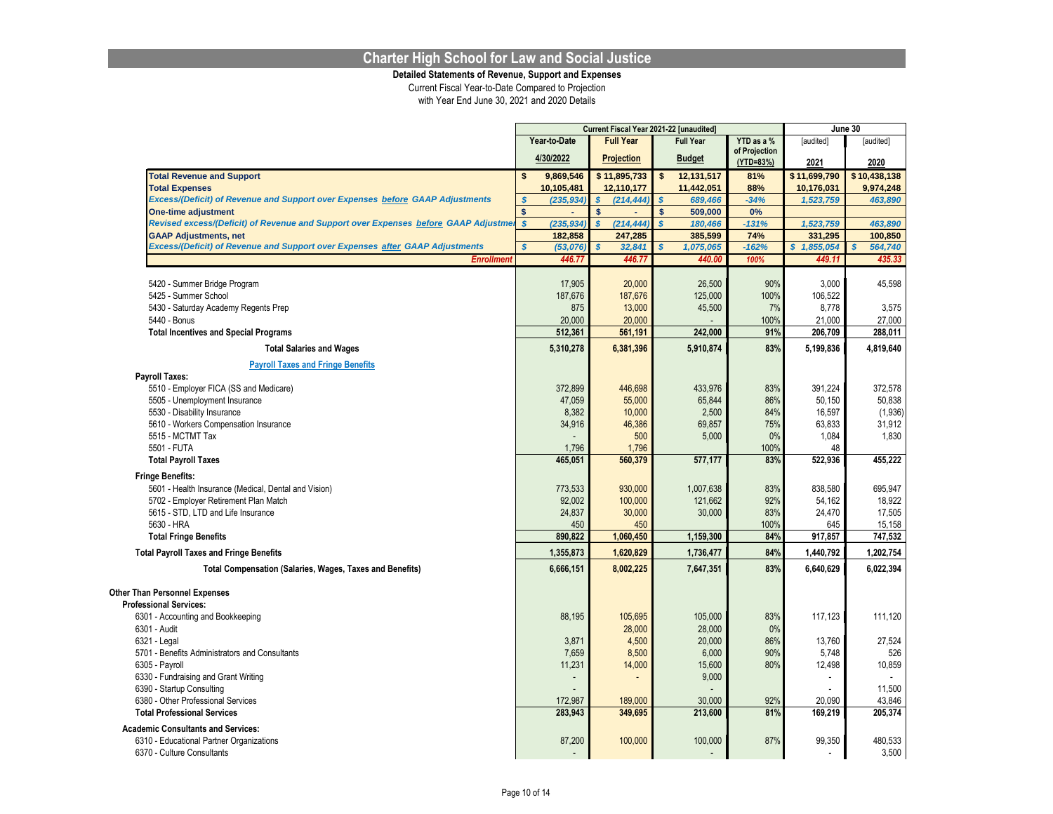# Charter High School for Law and Social Justice

**Detailed Statements of Revenue, Support and Expenses**

Current Fiscal Year-to-Date Compared to Projection

with Year End June 30, 2021 and 2020 Details

| | Current Fiscal Year 2021-22 [unaudited] | | | | June 30 | |
|---|---|---|---|---|---|---|
| | Year-to-Date 4/30/2022 | Full Year Projection | Full Year Budget | YTD as a % of Projection (YTD=83%) | [audited] 2021 | [audited] 2020 |
| **Total Revenue and Support** | $ 9,869,546 | $ 11,895,733 | $ 12,131,517 | 81% | $ 11,699,790 | $ 10,438,138 |
| **Total Expenses** | 10,105,481 | 12,110,177 | 11,442,051 | 88% | 10,176,031 | 9,974,248 |
| ***Excess/(Deficit) of Revenue and Support over Expenses before GAAP Adjustments*** | $ (235,934) | $ (214,444) | $ 689,466 | -34% | 1,523,759 | 463,890 |
| **One-time adjustment** | $ - | $ - | $ 509,000 | 0% | | |
| ***Revised excess/(Deficit) of Revenue and Support over Expenses before GAAP Adjustmen*** | $ (235,934) | $ (214,444) | $ 180,466 | -131% | 1,523,759 | 463,890 |
| **GAAP Adjustments, net** | 182,858 | 247,285 | 385,599 | 74% | 331,295 | 100,850 |
| ***Excess/(Deficit) of Revenue and Support over Expenses after GAAP Adjustments*** | $ (53,076) | $ 32,841 | $ 1,075,065 | -162% | $ 1,855,054 | $ 564,740 |
| ***Enrollment*** | 446.77 | 446.77 | 440.00 | 100% | 449.11 | 435.33 |
| 5420 - Summer Bridge Program | 17,905 | 20,000 | 26,500 | 90% | 3,000 | 45,598 |
| 5425 - Summer School | 187,676 | 187,676 | 125,000 | 100% | 106,522 | |
| 5430 - Saturday Academy Regents Prep | 875 | 13,000 | 45,500 | 7% | 8,778 | 3,575 |
| 5440 - Bonus | 20,000 | 20,000 | - | 100% | 21,000 | 27,000 |
| **Total Incentives and Special Programs** | 512,361 | 561,191 | 242,000 | 91% | 206,709 | 288,011 |
| **Total Salaries and Wages** | 5,310,278 | 6,381,396 | 5,910,874 | 83% | 5,199,836 | 4,819,640 |
| **Payroll Taxes and Fringe Benefits** | | | | | | |
| **Payroll Taxes:** | | | | | | |
| 5510 - Employer FICA (SS and Medicare) | 372,899 | 446,698 | 433,976 | 83% | 391,224 | 372,578 |
| 5505 - Unemployment Insurance | 47,059 | 55,000 | 65,844 | 86% | 50,150 | 50,838 |
| 5530 - Disability Insurance | 8,382 | 10,000 | 2,500 | 84% | 16,597 | (1,936) |
| 5610 - Workers Compensation Insurance | 34,916 | 46,386 | 69,857 | 75% | 63,833 | 31,912 |
| 5515 - MCTMT Tax | - | 500 | 5,000 | 0% | 1,084 | 1,830 |
| 5501 - FUTA | 1,796 | 1,796 | | 100% | 48 | |
| **Total Payroll Taxes** | 465,051 | 560,379 | 577,177 | 83% | 522,936 | 455,222 |
| **Fringe Benefits:** | | | | | | |
| 5601 - Health Insurance (Medical, Dental and Vision) | 773,533 | 930,000 | 1,007,638 | 83% | 838,580 | 695,947 |
| 5702 - Employer Retirement Plan Match | 92,002 | 100,000 | 121,662 | 92% | 54,162 | 18,922 |
| 5615 - STD, LTD and Life Insurance | 24,837 | 30,000 | 30,000 | 83% | 24,470 | 17,505 |
| 5630 - HRA | 450 | 450 | | 100% | 645 | 15,158 |
| **Total Fringe Benefits** | 890,822 | 1,060,450 | 1,159,300 | 84% | 917,857 | 747,532 |
| **Total Payroll Taxes and Fringe Benefits** | 1,355,873 | 1,620,829 | 1,736,477 | 84% | 1,440,792 | 1,202,754 |
| **Total Compensation (Salaries, Wages, Taxes and Benefits)** | 6,666,151 | 8,002,225 | 7,647,351 | 83% | 6,640,629 | 6,022,394 |
| **Other Than Personnel Expenses** | | | | | | |
| **Professional Services:** | | | | | | |
| 6301 - Accounting and Bookkeeping | 88,195 | 105,695 | 105,000 | 83% | 117,123 | 111,120 |
| 6301 - Audit | | 28,000 | 28,000 | 0% | | |
| 6321 - Legal | 3,871 | 4,500 | 20,000 | 86% | 13,760 | 27,524 |
| 5701 - Benefits Administrators and Consultants | 7,659 | 8,500 | 6,000 | 90% | 5,748 | 526 |
| 6305 - Payroll | 11,231 | 14,000 | 15,600 | 80% | 12,498 | 10,859 |
| 6330 - Fundraising and Grant Writing | - | - | 9,000 | | - | - |
| 6390 - Startup Consulting | - | | - | | - | 11,500 |
| 6380 - Other Professional Services | 172,987 | 189,000 | 30,000 | 92% | 20,090 | 43,846 |
| **Total Professional Services** | 283,943 | 349,695 | 213,600 | 81% | 169,219 | 205,374 |
| **Academic Consultants and Services:** | | | | | | |
| 6310 - Educational Partner Organizations | 87,200 | 100,000 | 100,000 | 87% | 99,350 | 480,533 |
| 6370 - Culture Consultants | - | | - | | - | 3,500 |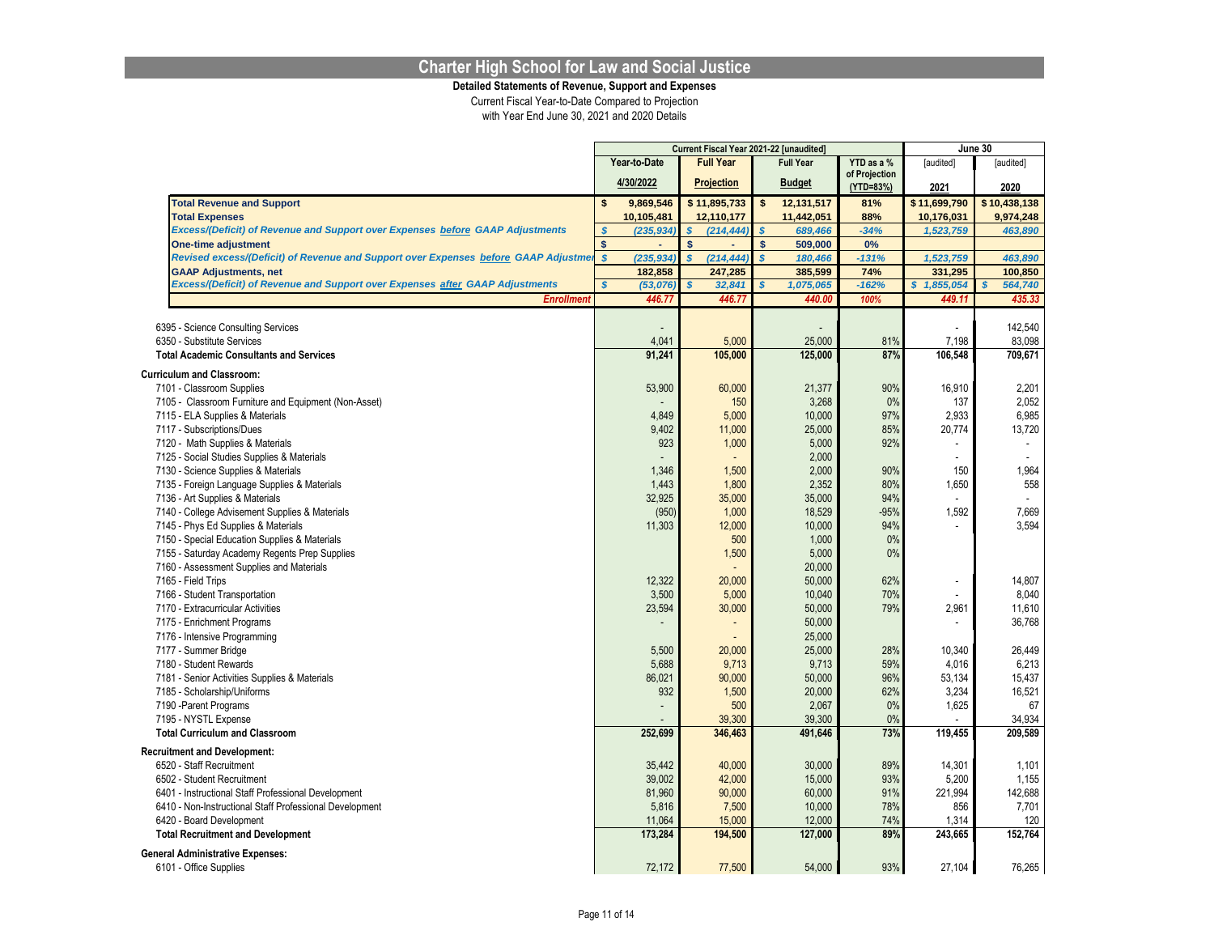# Charter High School for Law and Social Justice

**Detailed Statements of Revenue, Support and Expenses**

Current Fiscal Year-to-Date Compared to Projection

with Year End June 30, 2021 and 2020 Details

| | Current Fiscal Year 2021-22 [unaudited] | | | | June 30 | |
|---|---|---|---|---|---|---|
| | Year-to-Date 4/30/2022 | Full Year Projection | Full Year Budget | YTD as a % of Projection (YTD=83%) | [audited] 2021 | [audited] 2020 |
| **Total Revenue and Support** | $ 9,869,546 | $ 11,895,733 | $ 12,131,517 | 81% | $ 11,699,790 | $ 10,438,138 |
| **Total Expenses** | 10,105,481 | 12,110,177 | 11,442,051 | 88% | 10,176,031 | 9,974,248 |
| ***Excess/(Deficit) of Revenue and Support over Expenses before GAAP Adjustments*** | $ (235,934) | $ (214,444) | $ 689,466 | -34% | 1,523,759 | 463,890 |
| **One-time adjustment** | $ - | $ - | $ 509,000 | 0% | | |
| ***Revised excess/(Deficit) of Revenue and Support over Expenses before GAAP Adjustmer*** | $ (235,934) | $ (214,444) | $ 180,466 | -131% | 1,523,759 | 463,890 |
| **GAAP Adjustments, net** | 182,858 | 247,285 | 385,599 | 74% | 331,295 | 100,850 |
| ***Excess/(Deficit) of Revenue and Support over Expenses after GAAP Adjustments*** | $ (53,076) | $ 32,841 | $ 1,075,065 | -162% | $ 1,855,054 | $ 564,740 |
| ***Enrollment*** | 446.77 | 446.77 | 440.00 | 100% | 449.11 | 435.33 |
| 6395 - Science Consulting Services | - | | - | | - | 142,540 |
| 6350 - Substitute Services | 4,041 | 5,000 | 25,000 | 81% | 7,198 | 83,098 |
| **Total Academic Consultants and Services** | **91,241** | **105,000** | **125,000** | **87%** | **106,548** | **709,671** |
| **Curriculum and Classroom:** | | | | | | |
| 7101 - Classroom Supplies | 53,900 | 60,000 | 21,377 | 90% | 16,910 | 2,201 |
| 7105 - Classroom Furniture and Equipment (Non-Asset) | - | 150 | 3,268 | 0% | 137 | 2,052 |
| 7115 - ELA Supplies & Materials | 4,849 | 5,000 | 10,000 | 97% | 2,933 | 6,985 |
| 7117 - Subscriptions/Dues | 9,402 | 11,000 | 25,000 | 85% | 20,774 | 13,720 |
| 7120 - Math Supplies & Materials | 923 | 1,000 | 5,000 | 92% | - | - |
| 7125 - Social Studies Supplies & Materials | - | - | 2,000 | | - | - |
| 7130 - Science Supplies & Materials | 1,346 | 1,500 | 2,000 | 90% | 150 | 1,964 |
| 7135 - Foreign Language Supplies & Materials | 1,443 | 1,800 | 2,352 | 80% | 1,650 | 558 |
| 7136 - Art Supplies & Materials | 32,925 | 35,000 | 35,000 | 94% | - | - |
| 7140 - College Advisement Supplies & Materials | (950) | 1,000 | 18,529 | -95% | 1,592 | 7,669 |
| 7145 - Phys Ed Supplies & Materials | 11,303 | 12,000 | 10,000 | 94% | - | 3,594 |
| 7150 - Special Education Supplies & Materials | | 500 | 1,000 | 0% | | |
| 7155 - Saturday Academy Regents Prep Supplies | | 1,500 | 5,000 | 0% | | |
| 7160 - Assessment Supplies and Materials | | - | 20,000 | | | |
| 7165 - Field Trips | 12,322 | 20,000 | 50,000 | 62% | - | 14,807 |
| 7166 - Student Transportation | 3,500 | 5,000 | 10,040 | 70% | - | 8,040 |
| 7170 - Extracurricular Activities | 23,594 | 30,000 | 50,000 | 79% | 2,961 | 11,610 |
| 7175 - Enrichment Programs | - | - | 50,000 | | - | 36,768 |
| 7176 - Intensive Programming | | - | 25,000 | | | |
| 7177 - Summer Bridge | 5,500 | 20,000 | 25,000 | 28% | 10,340 | 26,449 |
| 7180 - Student Rewards | 5,688 | 9,713 | 9,713 | 59% | 4,016 | 6,213 |
| 7181 - Senior Activities Supplies & Materials | 86,021 | 90,000 | 50,000 | 96% | 53,134 | 15,437 |
| 7185 - Scholarship/Uniforms | 932 | 1,500 | 20,000 | 62% | 3,234 | 16,521 |
| 7190 -Parent Programs | - | 500 | 2,067 | 0% | 1,625 | 67 |
| 7195 - NYSTL Expense | - | 39,300 | 39,300 | 0% | - | 34,934 |
| **Total Curriculum and Classroom** | **252,699** | **346,463** | **491,646** | **73%** | **119,455** | **209,589** |
| **Recruitment and Development:** | | | | | | |
| 6520 - Staff Recruitment | 35,442 | 40,000 | 30,000 | 89% | 14,301 | 1,101 |
| 6502 - Student Recruitment | 39,002 | 42,000 | 15,000 | 93% | 5,200 | 1,155 |
| 6401 - Instructional Staff Professional Development | 81,960 | 90,000 | 60,000 | 91% | 221,994 | 142,688 |
| 6410 - Non-Instructional Staff Professional Development | 5,816 | 7,500 | 10,000 | 78% | 856 | 7,701 |
| 6420 - Board Development | 11,064 | 15,000 | 12,000 | 74% | 1,314 | 120 |
| **Total Recruitment and Development** | **173,284** | **194,500** | **127,000** | **89%** | **243,665** | **152,764** |
| **General Administrative Expenses:** | | | | | | |
| 6101 - Office Supplies | 72,172 | 77,500 | 54,000 | 93% | 27,104 | 76,265 |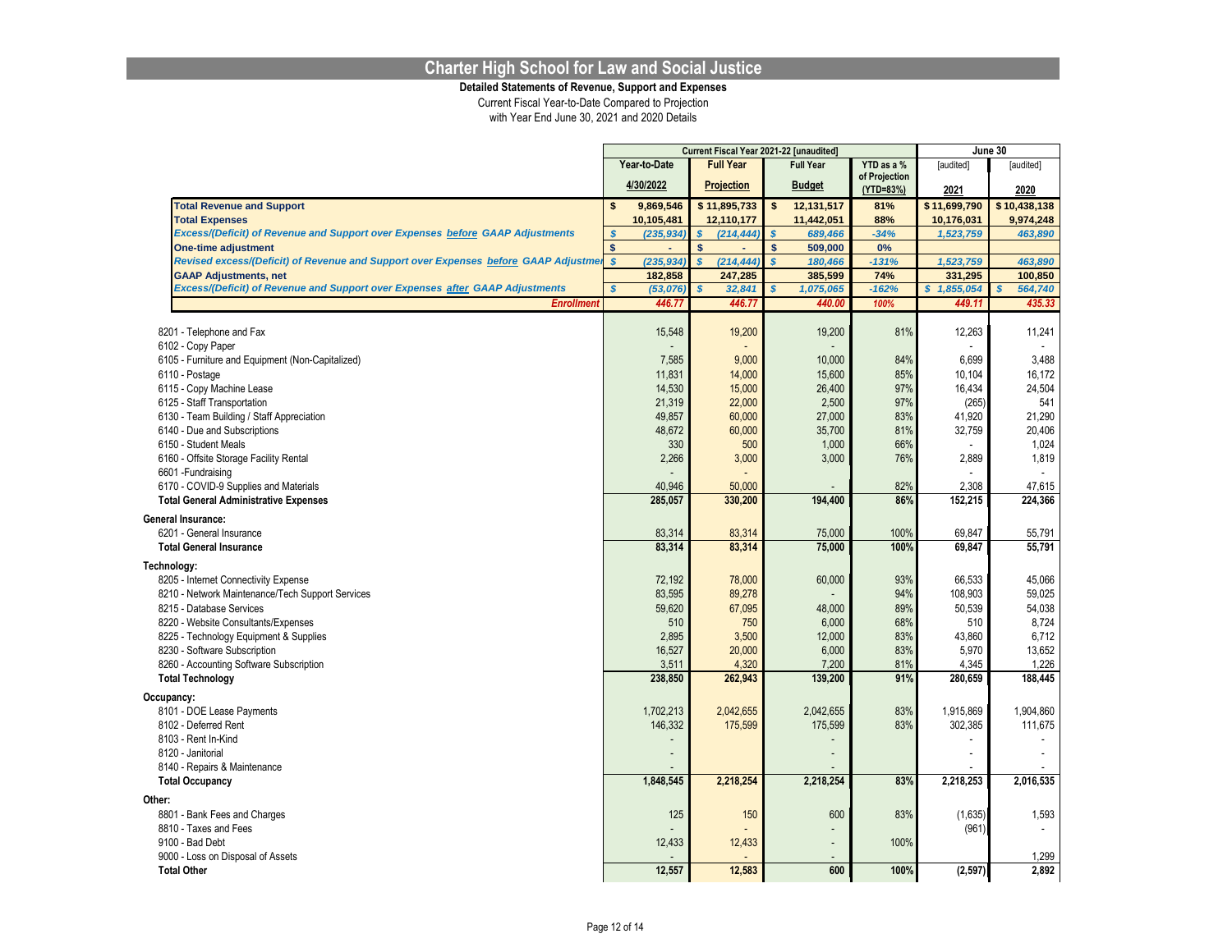# Charter High School for Law and Social Justice

**Detailed Statements of Revenue, Support and Expenses**

Current Fiscal Year-to-Date Compared to Projection

with Year End June 30, 2021 and 2020 Details

| | Current Fiscal Year 2021-22 [unaudited] | | | | June 30 | |
|---|---|---|---|---|---|---|
| | Year-to-Date | Full Year | Full Year | YTD as a % of Projection | [audited] | [audited] |
| | 4/30/2022 | Projection | Budget | (YTD=83%) | 2021 | 2020 |
| **Total Revenue and Support** | $ 9,869,546 | $ 11,895,733 | $ 12,131,517 | 81% | $ 11,699,790 | $ 10,438,138 |
| **Total Expenses** | 10,105,481 | 12,110,177 | 11,442,051 | 88% | 10,176,031 | 9,974,248 |
| ***Excess/(Deficit) of Revenue and Support over Expenses before GAAP Adjustments*** | $ (235,934) | $ (214,444) | $ 689,466 | -34% | 1,523,759 | 463,890 |
| **One-time adjustment** | $ - | $ - | $ 509,000 | 0% | | |
| ***Revised excess/(Deficit) of Revenue and Support over Expenses before GAAP Adjustments*** | $ (235,934) | $ (214,444) | $ 180,466 | -131% | 1,523,759 | 463,890 |
| **GAAP Adjustments, net** | 182,858 | 247,285 | 385,599 | 74% | 331,295 | 100,850 |
| ***Excess/(Deficit) of Revenue and Support over Expenses after GAAP Adjustments*** | $ (53,076) | $ 32,841 | $ 1,075,065 | -162% | $ 1,855,054 | $ 564,740 |
| ***Enrollment*** | 446.77 | 446.77 | 440.00 | 100% | 449.11 | 435.33 |
| 8201 - Telephone and Fax | 15,548 | 19,200 | 19,200 | 81% | 12,263 | 11,241 |
| 6102 - Copy Paper | - | - | - | | - | - |
| 6105 - Furniture and Equipment (Non-Capitalized) | 7,585 | 9,000 | 10,000 | 84% | 6,699 | 3,488 |
| 6110 - Postage | 11,831 | 14,000 | 15,600 | 85% | 10,104 | 16,172 |
| 6115 - Copy Machine Lease | 14,530 | 15,000 | 26,400 | 97% | 16,434 | 24,504 |
| 6125 - Staff Transportation | 21,319 | 22,000 | 2,500 | 97% | (265) | 541 |
| 6130 - Team Building / Staff Appreciation | 49,857 | 60,000 | 27,000 | 83% | 41,920 | 21,290 |
| 6140 - Due and Subscriptions | 48,672 | 60,000 | 35,700 | 81% | 32,759 | 20,406 |
| 6150 - Student Meals | 330 | 500 | 1,000 | 66% | - | 1,024 |
| 6160 - Offsite Storage Facility Rental | 2,266 | 3,000 | 3,000 | 76% | 2,889 | 1,819 |
| 6601 -Fundraising | - | - | | | - | - |
| 6170 - COVID-9 Supplies and Materials | 40,946 | 50,000 | - | 82% | 2,308 | 47,615 |
| **Total General Administrative Expenses** | **285,057** | **330,200** | **194,400** | **86%** | **152,215** | **224,366** |
| **General Insurance:** | | | | | | |
| 6201 - General Insurance | 83,314 | 83,314 | 75,000 | 100% | 69,847 | 55,791 |
| **Total General Insurance** | **83,314** | **83,314** | **75,000** | **100%** | **69,847** | **55,791** |
| **Technology:** | | | | | | |
| 8205 - Internet Connectivity Expense | 72,192 | 78,000 | 60,000 | 93% | 66,533 | 45,066 |
| 8210 - Network Maintenance/Tech Support Services | 83,595 | 89,278 | - | 94% | 108,903 | 59,025 |
| 8215 - Database Services | 59,620 | 67,095 | 48,000 | 89% | 50,539 | 54,038 |
| 8220 - Website Consultants/Expenses | 510 | 750 | 6,000 | 68% | 510 | 8,724 |
| 8225 - Technology Equipment & Supplies | 2,895 | 3,500 | 12,000 | 83% | 43,860 | 6,712 |
| 8230 - Software Subscription | 16,527 | 20,000 | 6,000 | 83% | 5,970 | 13,652 |
| 8260 - Accounting Software Subscription | 3,511 | 4,320 | 7,200 | 81% | 4,345 | 1,226 |
| **Total Technology** | **238,850** | **262,943** | **139,200** | **91%** | **280,659** | **188,445** |
| **Occupancy:** | | | | | | |
| 8101 - DOE Lease Payments | 1,702,213 | 2,042,655 | 2,042,655 | 83% | 1,915,869 | 1,904,860 |
| 8102 - Deferred Rent | 146,332 | 175,599 | 175,599 | 83% | 302,385 | 111,675 |
| 8103 - Rent In-Kind | - | | - | | - | - |
| 8120 - Janitorial | - | | - | | - | - |
| 8140 - Repairs & Maintenance | - | | - | | - | - |
| **Total Occupancy** | **1,848,545** | **2,218,254** | **2,218,254** | **83%** | **2,218,253** | **2,016,535** |
| **Other:** | | | | | | |
| 8801 - Bank Fees and Charges | 125 | 150 | 600 | 83% | (1,635) | 1,593 |
| 8810 - Taxes and Fees | - | - | - | | (961) | - |
| 9100 - Bad Debt | 12,433 | 12,433 | - | 100% | | |
| 9000 - Loss on Disposal of Assets | - | - | - | | | 1,299 |
| **Total Other** | **12,557** | **12,583** | **600** | **100%** | **(2,597)** | **2,892** |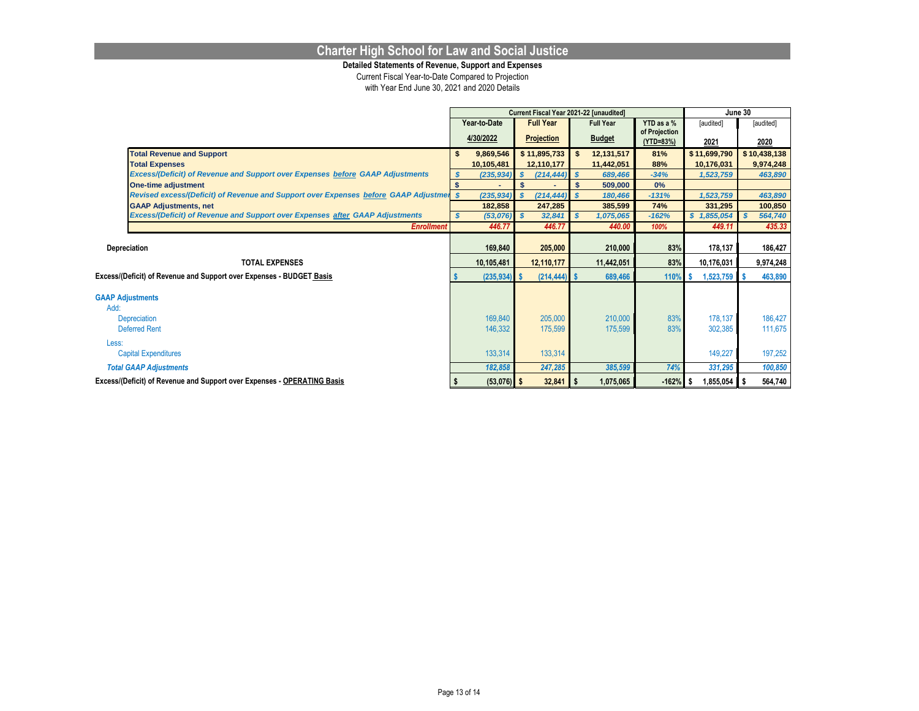# Charter High School for Law and Social Justice

**Detailed Statements of Revenue, Support and Expenses**

Current Fiscal Year-to-Date Compared to Projection

with Year End June 30, 2021 and 2020 Details

| | Current Fiscal Year 2021-22 [unaudited] | | | | June 30 | |
|---|---|---|---|---|---|---|
| | Year-to-Date 4/30/2022 | Full Year Projection | Full Year Budget | YTD as a % of Projection (YTD=83%) | [audited] 2021 | [audited] 2020 |
| **Total Revenue and Support** | $ 9,869,546 | $ 11,895,733 | $ 12,131,517 | 81% | $ 11,699,790 | $ 10,438,138 |
| **Total Expenses** | 10,105,481 | 12,110,177 | 11,442,051 | 88% | 10,176,031 | 9,974,248 |
| ***Excess/(Deficit) of Revenue and Support over Expenses before GAAP Adjustments*** | *$ (235,934)* | *$ (214,444)* | *$ 689,466* | *-34%* | *1,523,759* | *463,890* |
| **One-time adjustment** | $ - | $ - | $ 509,000 | 0% | | |
| ***Revised excess/(Deficit) of Revenue and Support over Expenses before GAAP Adjustments*** | *$ (235,934)* | *$ (214,444)* | *$ 180,466* | *-131%* | *1,523,759* | *463,890* |
| **GAAP Adjustments, net** | 182,858 | 247,285 | 385,599 | 74% | 331,295 | 100,850 |
| ***Excess/(Deficit) of Revenue and Support over Expenses after GAAP Adjustments*** | *$ (53,076)* | *$ 32,841* | *$ 1,075,065* | *-162%* | *$ 1,855,054* | *$ 564,740* |
| ***Enrollment*** | *446.77* | *446.77* | *440.00* | *100%* | *449.11* | *435.33* |
| **Depreciation** | 169,840 | 205,000 | 210,000 | 83% | 178,137 | 186,427 |
| **TOTAL EXPENSES** | 10,105,481 | 12,110,177 | 11,442,051 | 83% | 10,176,031 | 9,974,248 |
| **Excess/(Deficit) of Revenue and Support over Expenses - BUDGET Basis** | $ (235,934) | $ (214,444) | $ 689,466 | 110% | $ 1,523,759 | $ 463,890 |
| **GAAP Adjustments** | | | | | | |
| Add: | | | | | | |
| Depreciation | 169,840 | 205,000 | 210,000 | 83% | 178,137 | 186,427 |
| Deferred Rent | 146,332 | 175,599 | 175,599 | 83% | 302,385 | 111,675 |
| Less: | | | | | | |
| Capital Expenditures | 133,314 | 133,314 | | | 149,227 | 197,252 |
| ***Total GAAP Adjustments*** | *182,858* | *247,285* | *385,599* | *74%* | *331,295* | *100,850* |
| **Excess/(Deficit) of Revenue and Support over Expenses - OPERATING Basis** | $ (53,076) | $ 32,841 | $ 1,075,065 | -162% | $ 1,855,054 | $ 564,740 |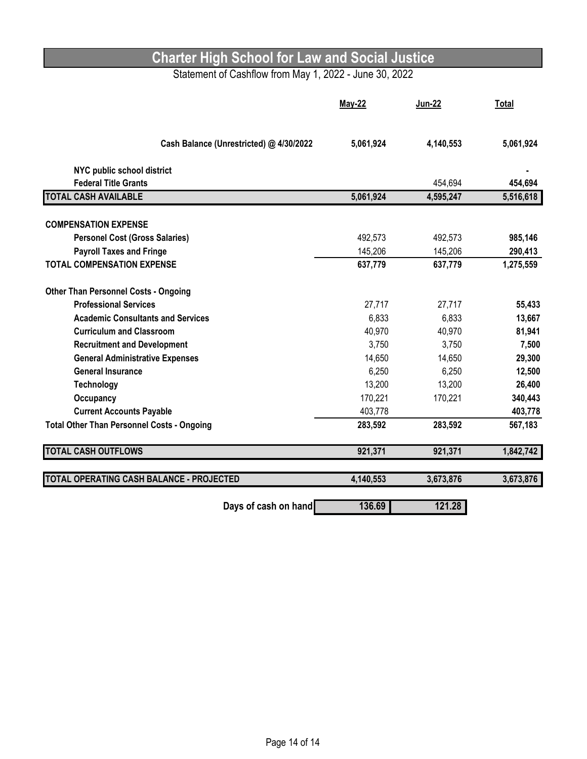# Charter High School for Law and Social Justice

Statement of Cashflow from May 1, 2022 - June 30, 2022

| | May-22 | Jun-22 | Total |
|---|---|---|---|
| **Cash Balance (Unrestricted) @ 4/30/2022** | **5,061,924** | **4,140,553** | **5,061,924** |
| **NYC public school district** | | | **-** |
| **Federal Title Grants** | | 454,694 | **454,694** |
| **TOTAL CASH AVAILABLE** | **5,061,924** | **4,595,247** | **5,516,618** |
| **COMPENSATION EXPENSE** | | | |
| **Personel Cost (Gross Salaries)** | 492,573 | 492,573 | **985,146** |
| **Payroll Taxes and Fringe** | 145,206 | 145,206 | **290,413** |
| **TOTAL COMPENSATION EXPENSE** | **637,779** | **637,779** | **1,275,559** |
| **Other Than Personnel Costs - Ongoing** | | | |
| **Professional Services** | 27,717 | 27,717 | **55,433** |
| **Academic Consultants and Services** | 6,833 | 6,833 | **13,667** |
| **Curriculum and Classroom** | 40,970 | 40,970 | **81,941** |
| **Recruitment and Development** | 3,750 | 3,750 | **7,500** |
| **General Administrative Expenses** | 14,650 | 14,650 | **29,300** |
| **General Insurance** | 6,250 | 6,250 | **12,500** |
| **Technology** | 13,200 | 13,200 | **26,400** |
| **Occupancy** | 170,221 | 170,221 | **340,443** |
| **Current Accounts Payable** | 403,778 | | **403,778** |
| **Total Other Than Personnel Costs - Ongoing** | **283,592** | **283,592** | **567,183** |
| **TOTAL CASH OUTFLOWS** | **921,371** | **921,371** | **1,842,742** |
| **TOTAL OPERATING CASH BALANCE - PROJECTED** | **4,140,553** | **3,673,876** | **3,673,876** |
| **Days of cash on hand** | **136.69** | **121.28** | |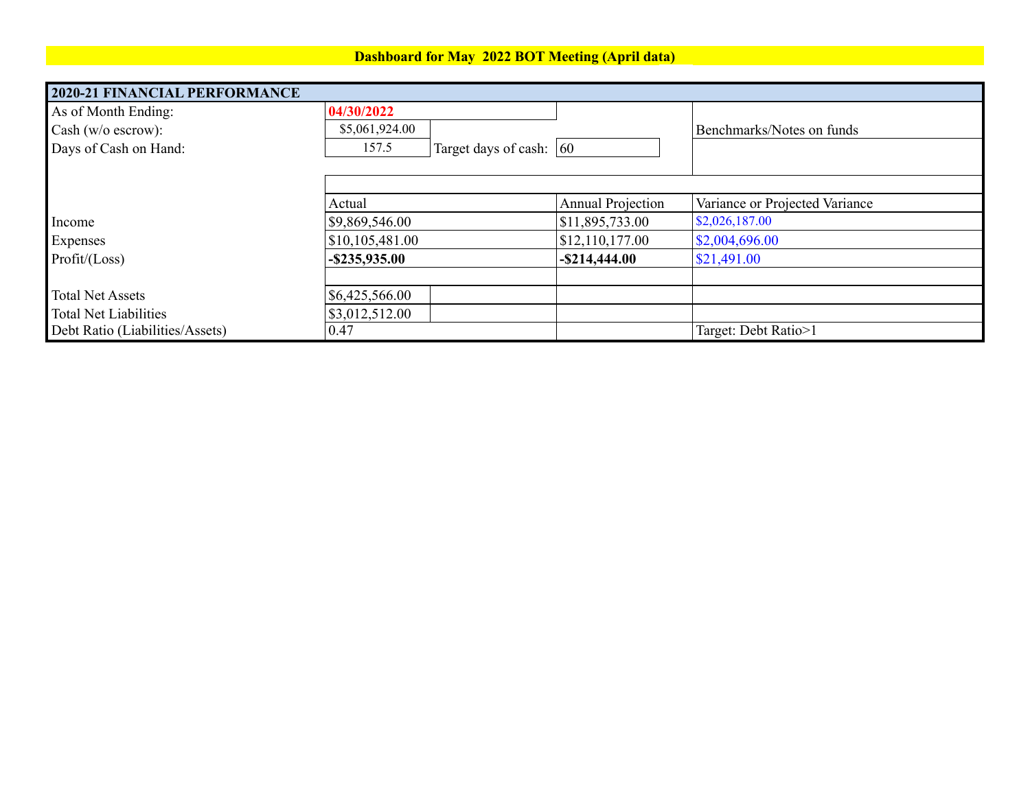**Dashboard for May 2022 BOT Meeting (April data)**

| **2020-21 FINANCIAL PERFORMANCE** | | | | |
|---|---|---|---|---|
| As of Month Ending: | **04/30/2022** | | | |
| Cash (w/o escrow): | $5,061,924.00 | | | Benchmarks/Notes on funds |
| Days of Cash on Hand: | 157.5 | Target days of cash: | 60 | |
| | | | | |
| | Actual | | Annual Projection | Variance or Projected Variance |
| Income | $9,869,546.00 | | $11,895,733.00 | $2,026,187.00 |
| Expenses | $10,105,481.00 | | $12,110,177.00 | $2,004,696.00 |
| Profit/(Loss) | **-$235,935.00** | | **-$214,444.00** | $21,491.00 |
| | | | | |
| Total Net Assets | $6,425,566.00 | | | |
| Total Net Liabilities | $3,012,512.00 | | | |
| Debt Ratio (Liabilities/Assets) | 0.47 | | | Target: Debt Ratio>1 |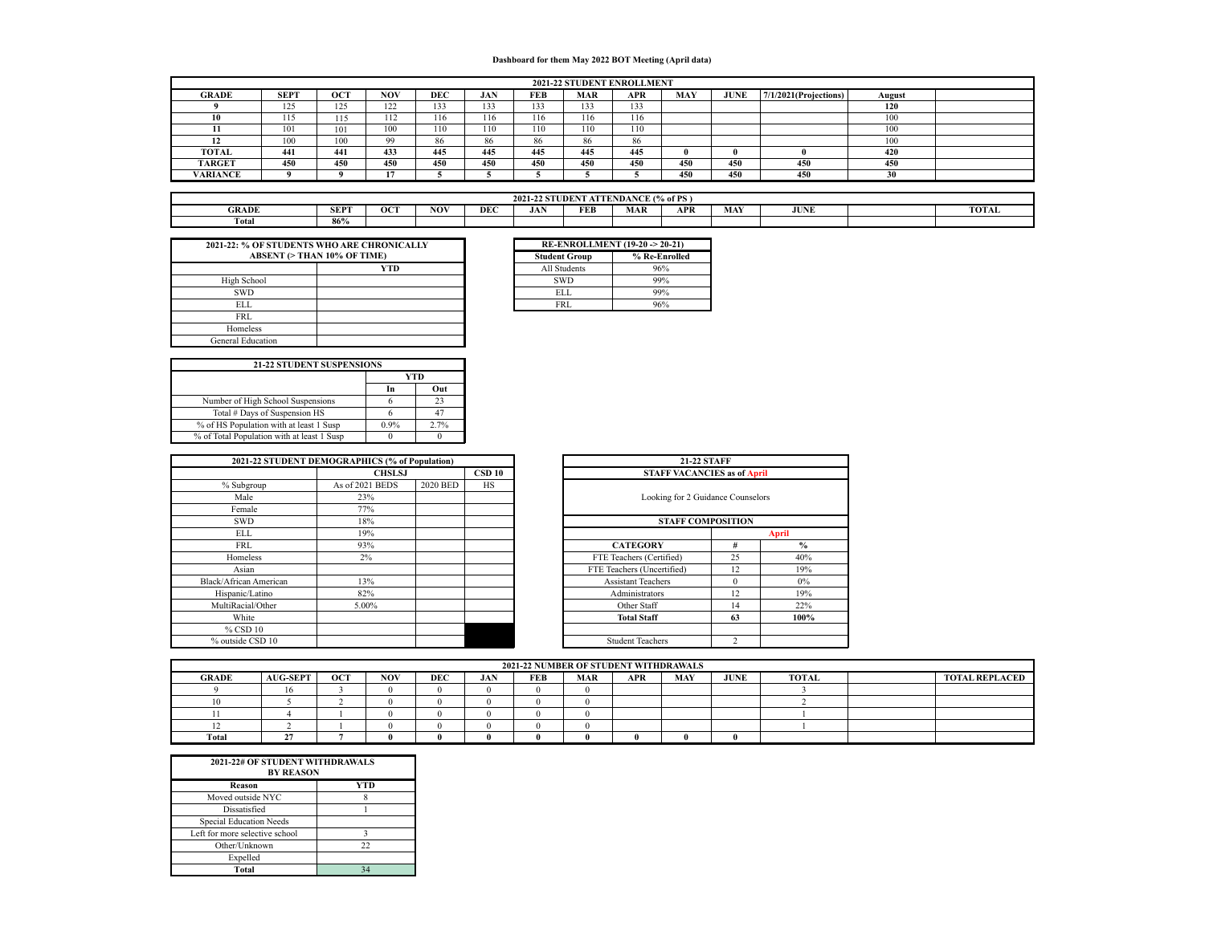# Dashboard for them May 2022 BOT Meeting (April data)

| 2021-22 STUDENT ENROLLMENT | | | | | | | | | | | | | |
|---|---|---|---|---|---|---|---|---|---|---|---|---|---|
| **GRADE** | **SEPT** | **OCT** | **NOV** | **DEC** | **JAN** | **FEB** | **MAR** | **APR** | **MAY** | **JUNE** | **7/1/2021(Projections)** | **August** | |
| **9** | 125 | 125 | 122 | 133 | 133 | 133 | 133 | 133 | | | | **120** | |
| **10** | 115 | 115 | 112 | 116 | 116 | 116 | 116 | 116 | | | | 100 | |
| **11** | 101 | 101 | 100 | 110 | 110 | 110 | 110 | 110 | | | | 100 | |
| **12** | 100 | 100 | 99 | 86 | 86 | 86 | 86 | 86 | | | | 100 | |
| **TOTAL** | **441** | **441** | **433** | **445** | **445** | **445** | **445** | **445** | **0** | **0** | **0** | **420** | |
| **TARGET** | **450** | **450** | **450** | **450** | **450** | **450** | **450** | **450** | **450** | **450** | **450** | **450** | |
| **VARIANCE** | **9** | **9** | **17** | **5** | **5** | **5** | **5** | **5** | **450** | **450** | **450** | **30** | |

| 2021-22 STUDENT ATTENDANCE (% of PS ) | | | | | | | | | | | |
|---|---|---|---|---|---|---|---|---|---|---|---|
| **GRADE** | **SEPT** | **OCT** | **NOV** | **DEC** | **JAN** | **FEB** | **MAR** | **APR** | **MAY** | **JUNE** | | **TOTAL** |
| **Total** | **86%** | | | | | | | | | | | |

| 2021-22: % OF STUDENTS WHO ARE CHRONICALLY ABSENT (> THAN 10% OF TIME) | |
|---|---|
| | **YTD** |
| High School | |
| SWD | |
| ELL | |
| FRL | |
| Homeless | |
| General Education | |

| RE-ENROLLMENT (19-20 -> 20-21) | |
|---|---|
| **Student Group** | **% Re-Enrolled** |
| All Students | 96% |
| SWD | 99% |
| ELL | 99% |
| FRL | 96% |

| 21-22 STUDENT SUSPENSIONS | | |
|---|---|---|
| | **YTD** | |
| | **In** | **Out** |
| Number of High School Suspensions | 6 | 23 |
| Total # Days of Suspension HS | 6 | 47 |
| % of HS Population with at least 1 Susp | 0.9% | 2.7% |
| % of Total Population with at least 1 Susp | 0 | 0 |

| 2021-22 STUDENT DEMOGRAPHICS (% of Population) | | | |
|---|---|---|---|
| | **CHSLSJ** | | **CSD 10** |
| % Subgroup | As of 2021 BEDS | 2020 BED | HS |
| Male | 23% | | |
| Female | 77% | | |
| SWD | 18% | | |
| ELL | 19% | | |
| FRL | 93% | | |
| Homeless | 2% | | |
| Asian | | | |
| Black/African American | 13% | | |
| Hispanic/Latino | 82% | | |
| MultiRacial/Other | 5.00% | | |
| White | | | |
| % CSD 10 | | | |
| % outside CSD 10 | | | |

| 21-22 STAFF | | |
|---|---|---|
| **STAFF VACANCIES as of April** | | |
| Looking for 2 Guidance Counselors | | |
| **STAFF COMPOSITION** | | |
| | | **April** |
| **CATEGORY** | **#** | **%** |
| FTE Teachers (Certified) | 25 | 40% |
| FTE Teachers (Uncertified) | 12 | 19% |
| Assistant Teachers | 0 | 0% |
| Administrators | 12 | 19% |
| Other Staff | 14 | 22% |
| **Total Staff** | **63** | **100%** |
| | | |
| Student Teachers | 2 | |

| 2021-22 NUMBER OF STUDENT WITHDRAWALS | | | | | | | | | | | | | |
|---|---|---|---|---|---|---|---|---|---|---|---|---|---|
| **GRADE** | **AUG-SEPT** | **OCT** | **NOV** | **DEC** | **JAN** | **FEB** | **MAR** | **APR** | **MAY** | **JUNE** | **TOTAL** | | **TOTAL REPLACED** |
| 9 | 16 | 3 | 0 | 0 | 0 | 0 | 0 | | | | 3 | | |
| 10 | 5 | 2 | 0 | 0 | 0 | 0 | 0 | | | | 2 | | |
| 11 | 4 | 1 | 0 | 0 | 0 | 0 | 0 | | | | 1 | | |
| 12 | 2 | 1 | 0 | 0 | 0 | 0 | 0 | | | | 1 | | |
| **Total** | **27** | **7** | **0** | **0** | **0** | **0** | **0** | **0** | **0** | **0** | | | |

| 2021-22# OF STUDENT WITHDRAWALS BY REASON | |
|---|---|
| **Reason** | **YTD** |
| Moved outside NYC | 8 |
| Dissatisfied | 1 |
| Special Education Needs | |
| Left for more selective school | 3 |
| Other/Unknown | 22 |
| Expelled | |
| **Total** | 34 |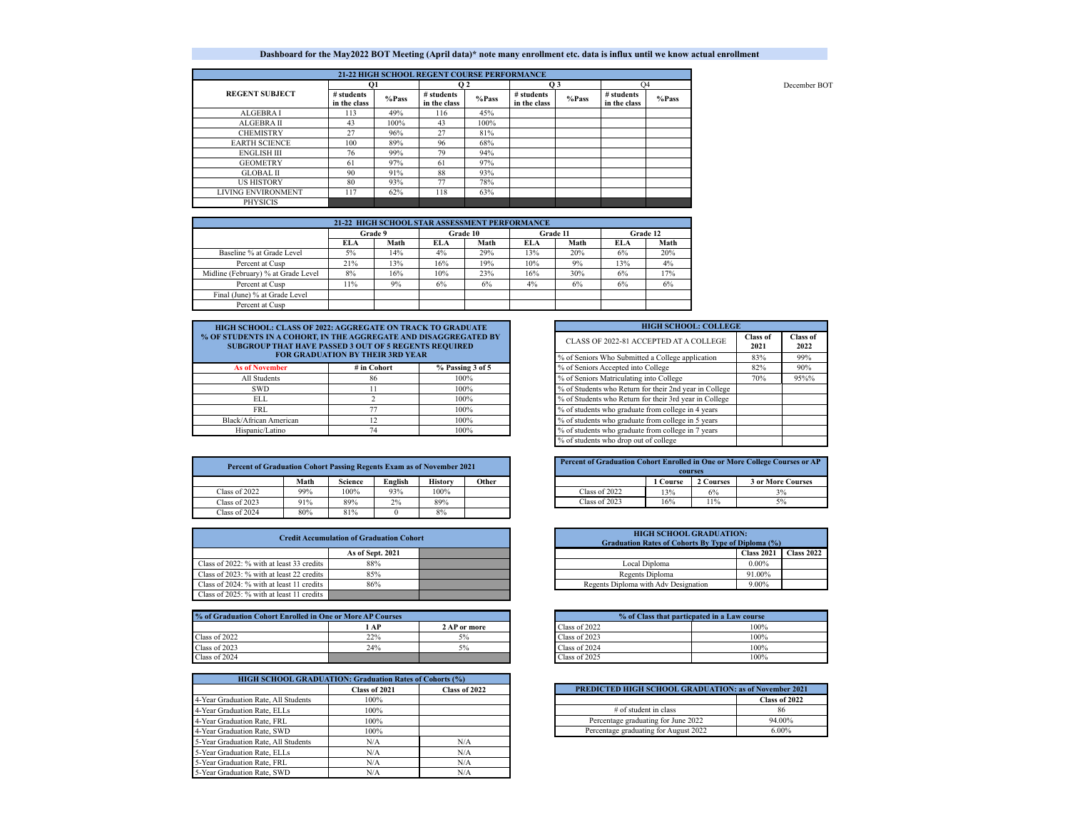## Dashboard for the May2022 BOT Meeting (April data)* note many enrollment etc. data is influx until we know actual enrollment

December BOT

| 21-22 HIGH SCHOOL REGENT COURSE PERFORMANCE | | | | | | | | |
|---|---|---|---|---|---|---|---|---|
| | Q1 | | Q 2 | | Q 3 | | Q4 | |
| REGENT SUBJECT | # students in the class | %Pass | # students in the class | %Pass | # students in the class | %Pass | # students in the class | %Pass |
| ALGEBRA I | 113 | 49% | 116 | 45% | | | | |
| ALGEBRA II | 43 | 100% | 43 | 100% | | | | |
| CHEMISTRY | 27 | 96% | 27 | 81% | | | | |
| EARTH SCIENCE | 100 | 89% | 96 | 68% | | | | |
| ENGLISH III | 76 | 99% | 79 | 94% | | | | |
| GEOMETRY | 61 | 97% | 61 | 97% | | | | |
| GLOBAL II | 90 | 91% | 88 | 93% | | | | |
| US HISTORY | 80 | 93% | 77 | 78% | | | | |
| LIVING ENVIRONMENT | 117 | 62% | 118 | 63% | | | | |
| PHYSICIS | | | | | | | | |

| 21-22 HIGH SCHOOL STAR ASSESSMENT PERFORMANCE | | | | | | | | |
|---|---|---|---|---|---|---|---|---|
| | Grade 9 | | Grade 10 | | Grade 11 | | Grade 12 | |
| | ELA | Math | ELA | Math | ELA | Math | ELA | Math |
| Baseline % at Grade Level | 5% | 14% | 4% | 29% | 13% | 20% | 6% | 20% |
| Percent at Cusp | 21% | 13% | 16% | 19% | 10% | 9% | 13% | 4% |
| Midline (February) % at Grade Level | 8% | 16% | 10% | 23% | 16% | 30% | 6% | 17% |
| Percent at Cusp | 11% | 9% | 6% | 6% | 4% | 6% | 6% | 6% |
| Final (June) % at Grade Level | | | | | | | | |
| Percent at Cusp | | | | | | | | |

| HIGH SCHOOL: CLASS OF 2022: AGGREGATE ON TRACK TO GRADUATE % OF STUDENTS IN A COHORT, IN THE AGGREGATE AND DISAGGREGATED BY SUBGROUP THAT HAVE PASSED 3 OUT OF 5 REGENTS REQUIRED FOR GRADUATION BY THEIR 3RD YEAR | | |
|---|---|---|
| As of November | # in Cohort | % Passing 3 of 5 |
| All Students | 86 | 100% |
| SWD | 11 | 100% |
| ELL | 2 | 100% |
| FRL | 77 | 100% |
| Black/African American | 12 | 100% |
| Hispanic/Latino | 74 | 100% |

| HIGH SCHOOL: COLLEGE | | |
|---|---|---|
| CLASS OF 2022-81 ACCEPTED AT A COLLEGE | Class of 2021 | Class of 2022 |
| % of Seniors Who Submitted a College application | 83% | 99% |
| % of Seniors Accepted into College | 82% | 90% |
| % of Seniors Matriculating into College | 70% | 95%% |
| % of Students who Return for their 2nd year in College | | |
| % of Students who Return for their 3rd year in College | | |
| % of students who graduate from college in 4 years | | |
| % of students who graduate from college in 5 years | | |
| % of students who graduate from college in 7 years | | |
| % of students who drop out of college | | |

| Percent of Graduation Cohort Passing Regents Exam as of November 2021 | | | | | |
|---|---|---|---|---|---|
| | Math | Science | English | History | Other |
| Class of 2022 | 99% | 100% | 93% | 100% | |
| Class of 2023 | 91% | 89% | 2% | 89% | |
| Class of 2024 | 80% | 81% | 0 | 8% | |

| Percent of Graduation Cohort Enrolled in One or More College Courses or AP courses | | | |
|---|---|---|---|
| | 1 Course | 2 Courses | 3 or More Courses |
| Class of 2022 | 13% | 6% | 3% |
| Class of 2023 | 16% | 11% | 5% |

| Credit Accumulation of Graduation Cohort | | |
|---|---|---|
| | As of Sept. 2021 | |
| Class of 2022: % with at least 33 credits | 88% | |
| Class of 2023: % with at least 22 credits | 85% | |
| Class of 2024: % with at least 11 credits | 86% | |
| Class of 2025: % with at least 11 credits | | |

| HIGH SCHOOL GRADUATION: Graduation Rates of Cohorts By Type of Diploma (%) | | |
|---|---|---|
| | Class 2021 | Class 2022 |
| Local Diploma | 0.00% | |
| Regents Diploma | 91.00% | |
| Regents Diploma with Adv Designation | 9.00% | |

| % of Graduation Cohort Enrolled in One or More AP Courses | | |
|---|---|---|
| | 1 AP | 2 AP or more |
| Class of 2022 | 22% | 5% |
| Class of 2023 | 24% | 5% |
| Class of 2024 | | |

| % of Class that particpated in a Law course | |
|---|---|
| Class of 2022 | 100% |
| Class of 2023 | 100% |
| Class of 2024 | 100% |
| Class of 2025 | 100% |

| HIGH SCHOOL GRADUATION: Graduation Rates of Cohorts (%) | | |
|---|---|---|
| | Class of 2021 | Class of 2022 |
| 4-Year Graduation Rate, All Students | 100% | |
| 4-Year Graduation Rate, ELLs | 100% | |
| 4-Year Graduation Rate, FRL | 100% | |
| 4-Year Graduation Rate, SWD | 100% | |
| 5-Year Graduation Rate, All Students | N/A | N/A |
| 5-Year Graduation Rate, ELLs | N/A | N/A |
| 5-Year Graduation Rate, FRL | N/A | N/A |
| 5-Year Graduation Rate, SWD | N/A | N/A |

| PREDICTED HIGH SCHOOL GRADUATION: as of November 2021 | |
|---|---|
| | Class of 2022 |
| # of student in class | 86 |
| Percentage graduating for June 2022 | 94.00% |
| Percentage graduating for August 2022 | 6.00% |